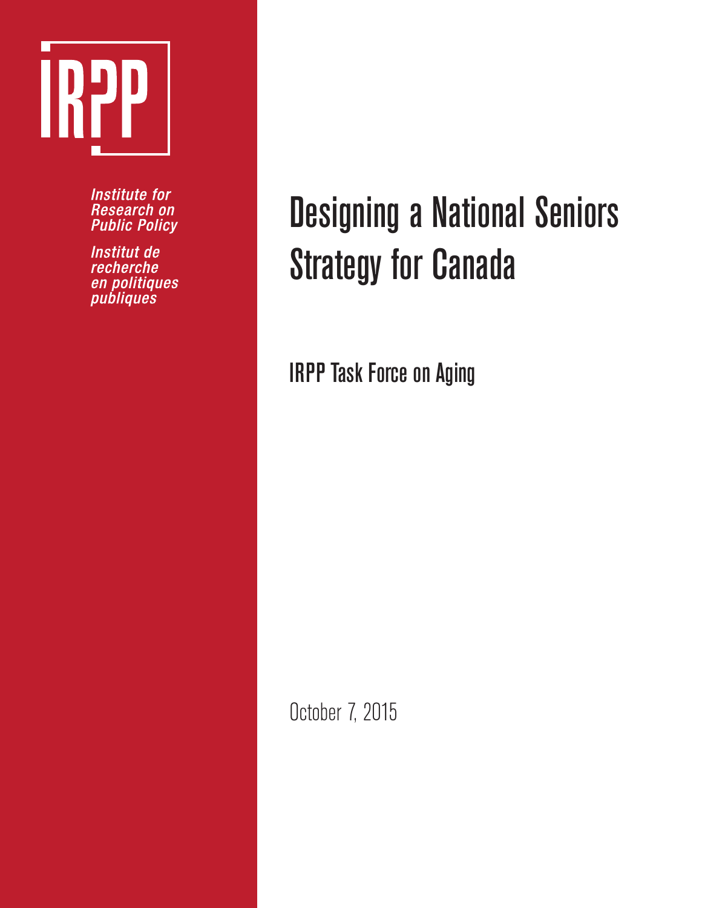IRPP

*Institute for Research on Public Policy*

*Institut de recherche en politiques publiques*

# Designing a National Seniors Strategy for Canada

## IRPP Task Force on Aging

October 7, 2015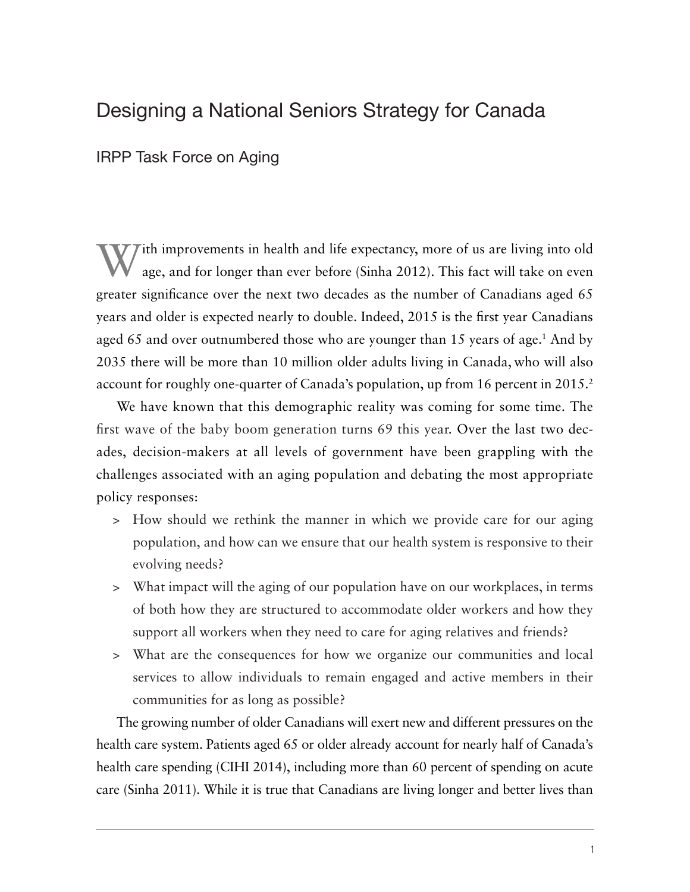# Designing a National Seniors Strategy for Canada

## IRPP Task Force on Aging

With improvements in health and life expectancy, more of us are living into old age, and for longer than ever before (Sinha 2012). This fact will take on even greater significance over the next two decades as the number of Canadians aged 65 years and older is expected nearly to double. Indeed, 2015 is the first year Canadians aged 65 and over outnumbered those who are younger than 15 years of age.[1] And by 2035 there will be more than 10 million older adults living in Canada, who will also account for roughly one-quarter of Canada's population, up from 16 percent in 2015.[2]

We have known that this demographic reality was coming for some time. The first wave of the baby boom generation turns 69 this year. Over the last two decades, decision-makers at all levels of government have been grappling with the challenges associated with an aging population and debating the most appropriate policy responses:

> How should we rethink the manner in which we provide care for our aging population, and how can we ensure that our health system is responsive to their evolving needs?

> What impact will the aging of our population have on our workplaces, in terms of both how they are structured to accommodate older workers and how they support all workers when they need to care for aging relatives and friends?

> What are the consequences for how we organize our communities and local services to allow individuals to remain engaged and active members in their communities for as long as possible?

The growing number of older Canadians will exert new and different pressures on the health care system. Patients aged 65 or older already account for nearly half of Canada's health care spending (CIHI 2014), including more than 60 percent of spending on acute care (Sinha 2011). While it is true that Canadians are living longer and better lives than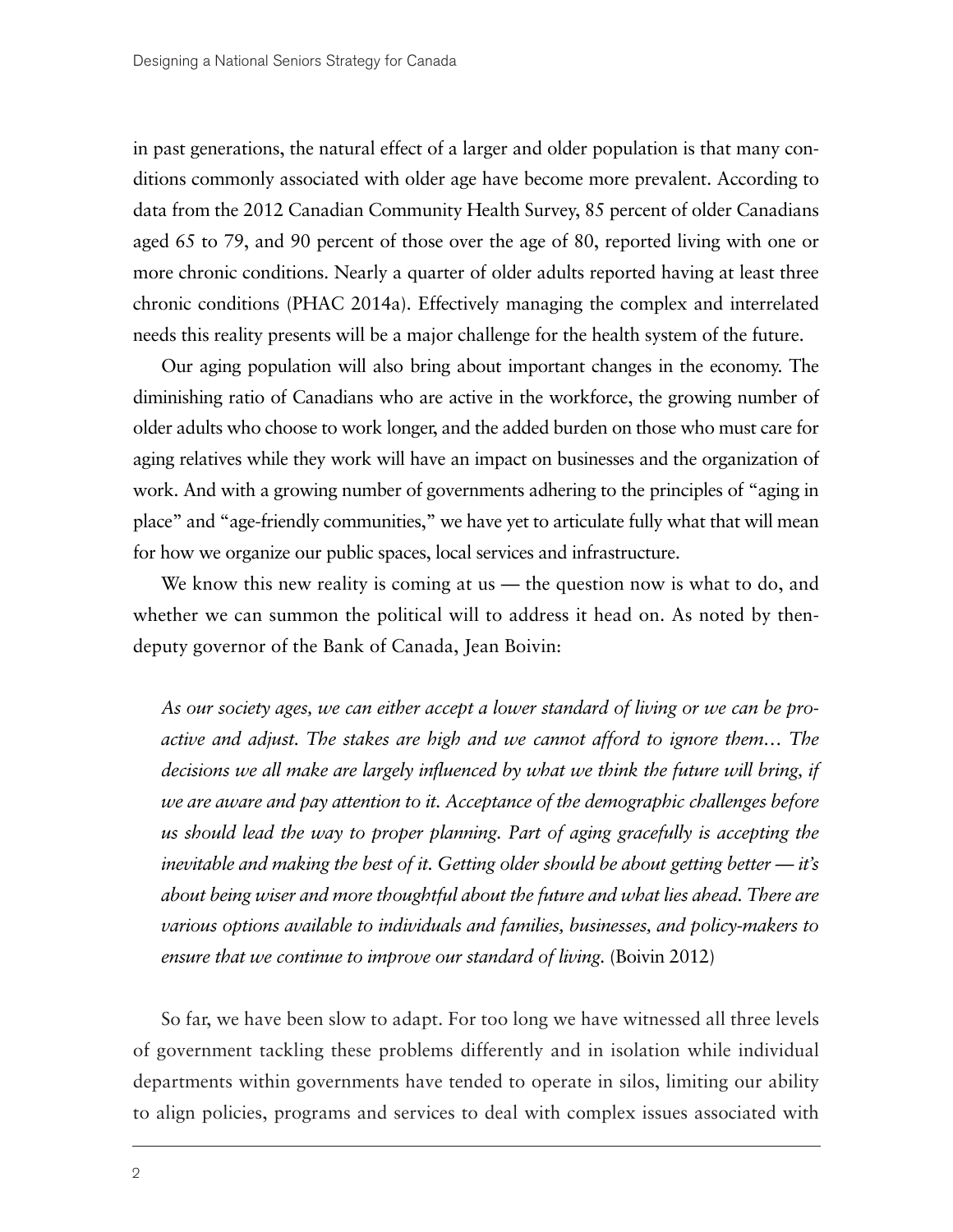in past generations, the natural effect of a larger and older population is that many conditions commonly associated with older age have become more prevalent. According to data from the 2012 Canadian Community Health Survey, 85 percent of older Canadians aged 65 to 79, and 90 percent of those over the age of 80, reported living with one or more chronic conditions. Nearly a quarter of older adults reported having at least three chronic conditions (PHAC 2014a). Effectively managing the complex and interrelated needs this reality presents will be a major challenge for the health system of the future.

Our aging population will also bring about important changes in the economy. The diminishing ratio of Canadians who are active in the workforce, the growing number of older adults who choose to work longer, and the added burden on those who must care for aging relatives while they work will have an impact on businesses and the organization of work. And with a growing number of governments adhering to the principles of "aging in place" and "age-friendly communities," we have yet to articulate fully what that will mean for how we organize our public spaces, local services and infrastructure.

We know this new reality is coming at us — the question now is what to do, and whether we can summon the political will to address it head on. As noted by then-deputy governor of the Bank of Canada, Jean Boivin:

> *As our society ages, we can either accept a lower standard of living or we can be proactive and adjust. The stakes are high and we cannot afford to ignore them… The decisions we all make are largely influenced by what we think the future will bring, if we are aware and pay attention to it. Acceptance of the demographic challenges before us should lead the way to proper planning. Part of aging gracefully is accepting the inevitable and making the best of it. Getting older should be about getting better — it's about being wiser and more thoughtful about the future and what lies ahead. There are various options available to individuals and families, businesses, and policy-makers to ensure that we continue to improve our standard of living.* (Boivin 2012)

So far, we have been slow to adapt. For too long we have witnessed all three levels of government tackling these problems differently and in isolation while individual departments within governments have tended to operate in silos, limiting our ability to align policies, programs and services to deal with complex issues associated with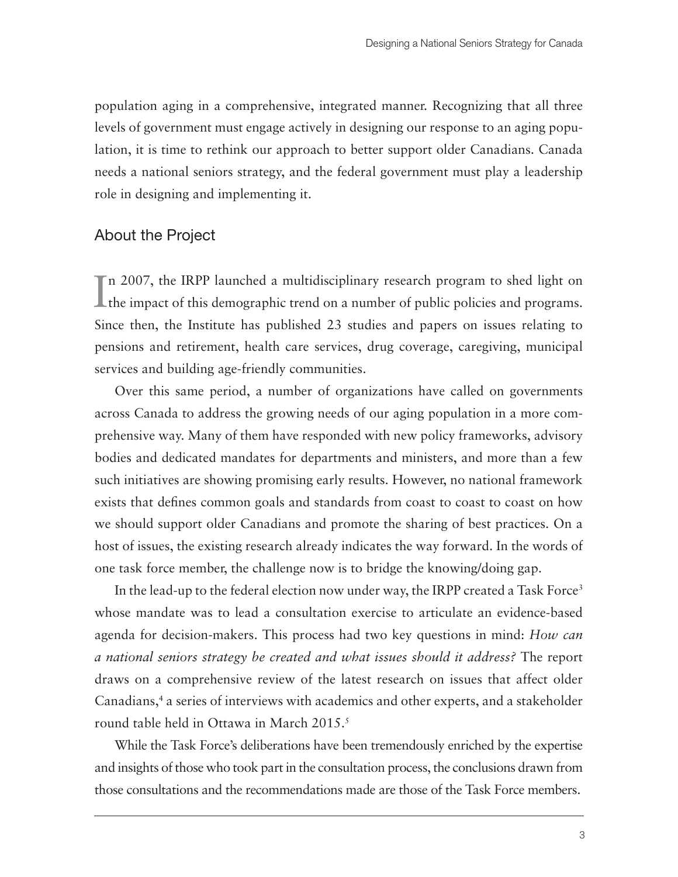population aging in a comprehensive, integrated manner. Recognizing that all three levels of government must engage actively in designing our response to an aging population, it is time to rethink our approach to better support older Canadians. Canada needs a national seniors strategy, and the federal government must play a leadership role in designing and implementing it.

## About the Project

In 2007, the IRPP launched a multidisciplinary research program to shed light on the impact of this demographic trend on a number of public policies and programs. Since then, the Institute has published 23 studies and papers on issues relating to pensions and retirement, health care services, drug coverage, caregiving, municipal services and building age-friendly communities.

Over this same period, a number of organizations have called on governments across Canada to address the growing needs of our aging population in a more comprehensive way. Many of them have responded with new policy frameworks, advisory bodies and dedicated mandates for departments and ministers, and more than a few such initiatives are showing promising early results. However, no national framework exists that defines common goals and standards from coast to coast to coast on how we should support older Canadians and promote the sharing of best practices. On a host of issues, the existing research already indicates the way forward. In the words of one task force member, the challenge now is to bridge the knowing/doing gap.

In the lead-up to the federal election now under way, the IRPP created a Task Force[3] whose mandate was to lead a consultation exercise to articulate an evidence-based agenda for decision-makers. This process had two key questions in mind: *How can a national seniors strategy be created and what issues should it address?* The report draws on a comprehensive review of the latest research on issues that affect older Canadians,[4] a series of interviews with academics and other experts, and a stakeholder round table held in Ottawa in March 2015.[5]

While the Task Force's deliberations have been tremendously enriched by the expertise and insights of those who took part in the consultation process, the conclusions drawn from those consultations and the recommendations made are those of the Task Force members.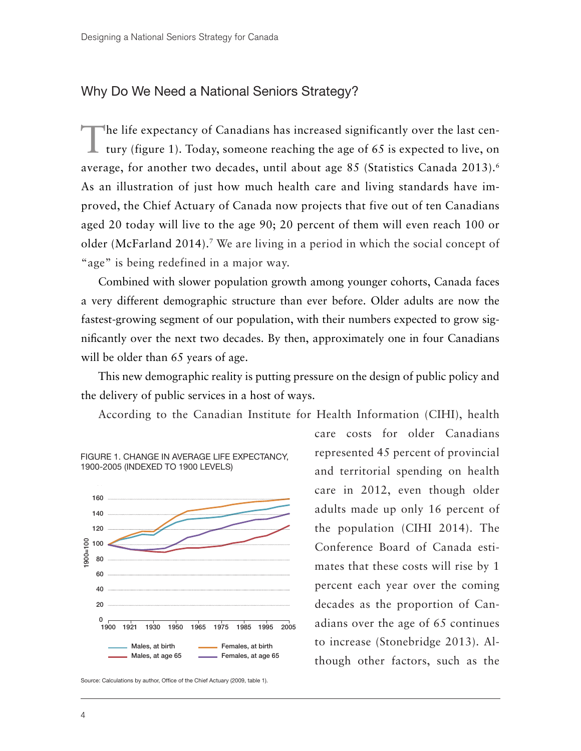## Why Do We Need a National Seniors Strategy?

The life expectancy of Canadians has increased significantly over the last century (figure 1). Today, someone reaching the age of 65 is expected to live, on average, for another two decades, until about age 85 (Statistics Canada 2013).[6] As an illustration of just how much health care and living standards have improved, the Chief Actuary of Canada now projects that five out of ten Canadians aged 20 today will live to the age 90; 20 percent of them will even reach 100 or older (McFarland 2014).[7] We are living in a period in which the social concept of "age" is being redefined in a major way.

Combined with slower population growth among younger cohorts, Canada faces a very different demographic structure than ever before. Older adults are now the fastest-growing segment of our population, with their numbers expected to grow significantly over the next two decades. By then, approximately one in four Canadians will be older than 65 years of age.

This new demographic reality is putting pressure on the design of public policy and the delivery of public services in a host of ways.

According to the Canadian Institute for Health Information (CIHI), health care costs for older Canadians represented 45 percent of provincial and territorial spending on health care in 2012, even though older adults made up only 16 percent of the population (CIHI 2014). The Conference Board of Canada estimates that these costs will rise by 1 percent each year over the coming decades as the proportion of Canadians over the age of 65 continues to increase (Stonebridge 2013). Although other factors, such as the

FIGURE 1. CHANGE IN AVERAGE LIFE EXPECTANCY, 1900-2005 (INDEXED TO 1900 LEVELS)

Source: Calculations by author, Office of the Chief Actuary (2009, table 1).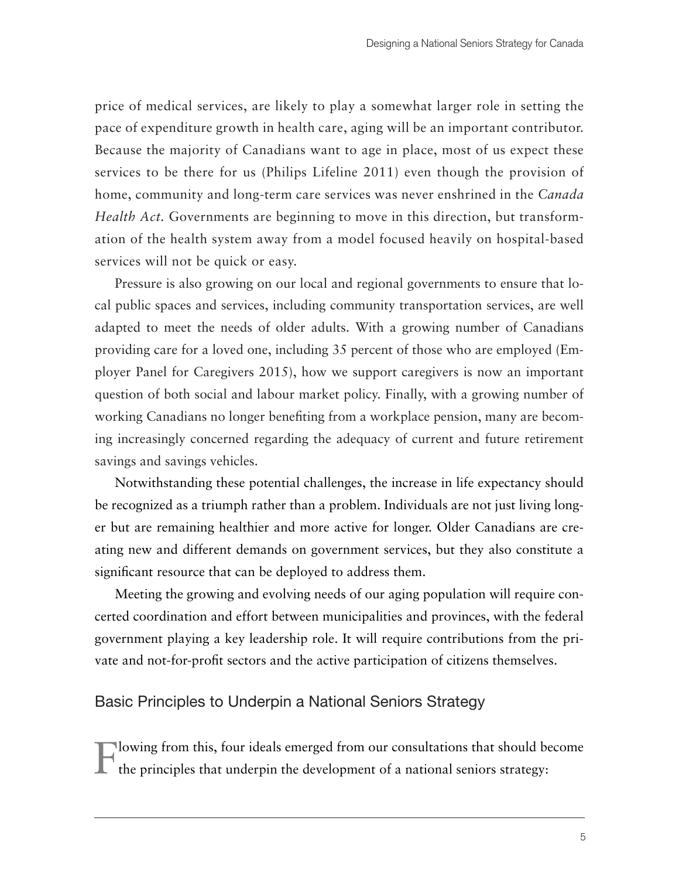price of medical services, are likely to play a somewhat larger role in setting the pace of expenditure growth in health care, aging will be an important contributor. Because the majority of Canadians want to age in place, most of us expect these services to be there for us (Philips Lifeline 2011) even though the provision of home, community and long-term care services was never enshrined in the *Canada Health Act.* Governments are beginning to move in this direction, but transformation of the health system away from a model focused heavily on hospital-based services will not be quick or easy.

Pressure is also growing on our local and regional governments to ensure that local public spaces and services, including community transportation services, are well adapted to meet the needs of older adults. With a growing number of Canadians providing care for a loved one, including 35 percent of those who are employed (Employer Panel for Caregivers 2015), how we support caregivers is now an important question of both social and labour market policy. Finally, with a growing number of working Canadians no longer benefiting from a workplace pension, many are becoming increasingly concerned regarding the adequacy of current and future retirement savings and savings vehicles.

Notwithstanding these potential challenges, the increase in life expectancy should be recognized as a triumph rather than a problem. Individuals are not just living longer but are remaining healthier and more active for longer. Older Canadians are creating new and different demands on government services, but they also constitute a significant resource that can be deployed to address them.

Meeting the growing and evolving needs of our aging population will require concerted coordination and effort between municipalities and provinces, with the federal government playing a key leadership role. It will require contributions from the private and not-for-profit sectors and the active participation of citizens themselves.

## Basic Principles to Underpin a National Seniors Strategy

Flowing from this, four ideals emerged from our consultations that should become the principles that underpin the development of a national seniors strategy: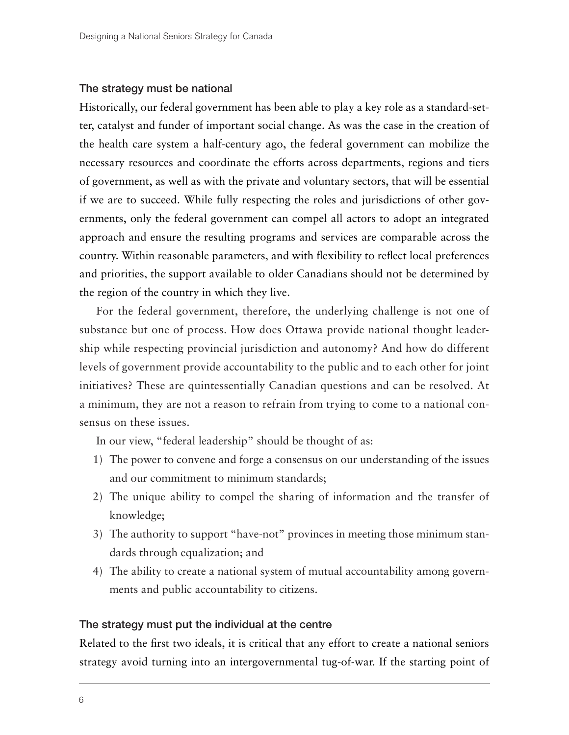### The strategy must be national

Historically, our federal government has been able to play a key role as a standard-setter, catalyst and funder of important social change. As was the case in the creation of the health care system a half-century ago, the federal government can mobilize the necessary resources and coordinate the efforts across departments, regions and tiers of government, as well as with the private and voluntary sectors, that will be essential if we are to succeed. While fully respecting the roles and jurisdictions of other governments, only the federal government can compel all actors to adopt an integrated approach and ensure the resulting programs and services are comparable across the country. Within reasonable parameters, and with flexibility to reflect local preferences and priorities, the support available to older Canadians should not be determined by the region of the country in which they live.

For the federal government, therefore, the underlying challenge is not one of substance but one of process. How does Ottawa provide national thought leadership while respecting provincial jurisdiction and autonomy? And how do different levels of government provide accountability to the public and to each other for joint initiatives? These are quintessentially Canadian questions and can be resolved. At a minimum, they are not a reason to refrain from trying to come to a national consensus on these issues.

In our view, "federal leadership" should be thought of as:

1) The power to convene and forge a consensus on our understanding of the issues and our commitment to minimum standards;
2) The unique ability to compel the sharing of information and the transfer of knowledge;
3) The authority to support "have-not" provinces in meeting those minimum standards through equalization; and
4) The ability to create a national system of mutual accountability among governments and public accountability to citizens.

### The strategy must put the individual at the centre

Related to the first two ideals, it is critical that any effort to create a national seniors strategy avoid turning into an intergovernmental tug-of-war. If the starting point of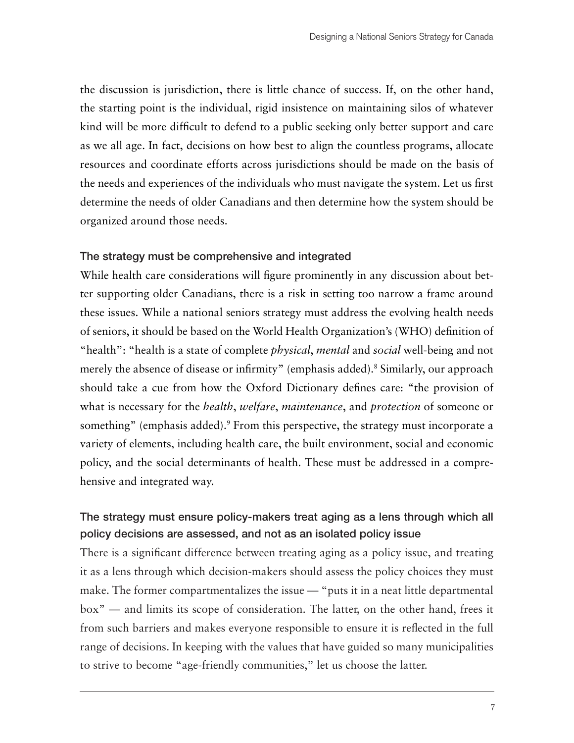the discussion is jurisdiction, there is little chance of success. If, on the other hand, the starting point is the individual, rigid insistence on maintaining silos of whatever kind will be more difficult to defend to a public seeking only better support and care as we all age. In fact, decisions on how best to align the countless programs, allocate resources and coordinate efforts across jurisdictions should be made on the basis of the needs and experiences of the individuals who must navigate the system. Let us first determine the needs of older Canadians and then determine how the system should be organized around those needs.

### The strategy must be comprehensive and integrated

While health care considerations will figure prominently in any discussion about better supporting older Canadians, there is a risk in setting too narrow a frame around these issues. While a national seniors strategy must address the evolving health needs of seniors, it should be based on the World Health Organization's (WHO) definition of "health": "health is a state of complete *physical*, *mental* and *social* well-being and not merely the absence of disease or infirmity" (emphasis added).[8] Similarly, our approach should take a cue from how the Oxford Dictionary defines care: "the provision of what is necessary for the *health*, *welfare*, *maintenance*, and *protection* of someone or something" (emphasis added).[9] From this perspective, the strategy must incorporate a variety of elements, including health care, the built environment, social and economic policy, and the social determinants of health. These must be addressed in a comprehensive and integrated way.

### The strategy must ensure policy-makers treat aging as a lens through which all policy decisions are assessed, and not as an isolated policy issue

There is a significant difference between treating aging as a policy issue, and treating it as a lens through which decision-makers should assess the policy choices they must make. The former compartmentalizes the issue — "puts it in a neat little departmental box" — and limits its scope of consideration. The latter, on the other hand, frees it from such barriers and makes everyone responsible to ensure it is reflected in the full range of decisions. In keeping with the values that have guided so many municipalities to strive to become "age-friendly communities," let us choose the latter.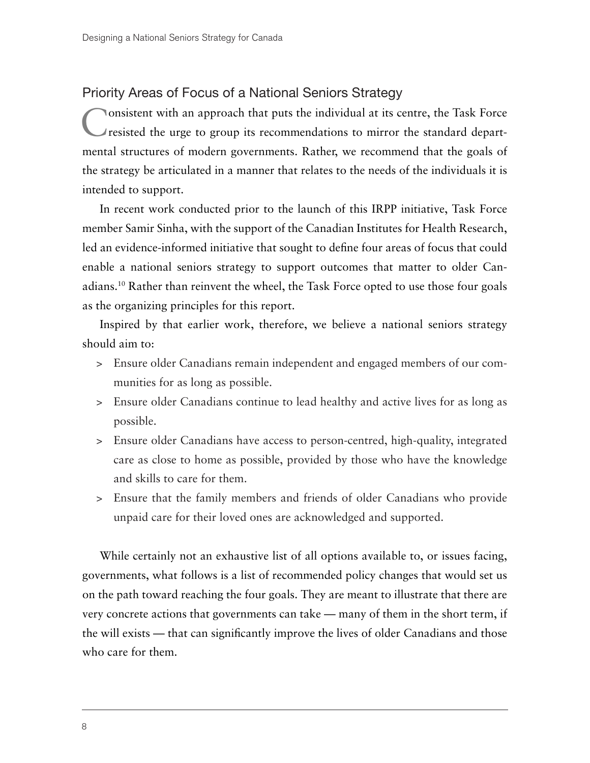## Priority Areas of Focus of a National Seniors Strategy

Consistent with an approach that puts the individual at its centre, the Task Force resisted the urge to group its recommendations to mirror the standard departmental structures of modern governments. Rather, we recommend that the goals of the strategy be articulated in a manner that relates to the needs of the individuals it is intended to support.

In recent work conducted prior to the launch of this IRPP initiative, Task Force member Samir Sinha, with the support of the Canadian Institutes for Health Research, led an evidence-informed initiative that sought to define four areas of focus that could enable a national seniors strategy to support outcomes that matter to older Canadians.[10] Rather than reinvent the wheel, the Task Force opted to use those four goals as the organizing principles for this report.

Inspired by that earlier work, therefore, we believe a national seniors strategy should aim to:

- Ensure older Canadians remain independent and engaged members of our communities for as long as possible.
- Ensure older Canadians continue to lead healthy and active lives for as long as possible.
- Ensure older Canadians have access to person-centred, high-quality, integrated care as close to home as possible, provided by those who have the knowledge and skills to care for them.
- Ensure that the family members and friends of older Canadians who provide unpaid care for their loved ones are acknowledged and supported.

While certainly not an exhaustive list of all options available to, or issues facing, governments, what follows is a list of recommended policy changes that would set us on the path toward reaching the four goals. They are meant to illustrate that there are very concrete actions that governments can take — many of them in the short term, if the will exists — that can significantly improve the lives of older Canadians and those who care for them.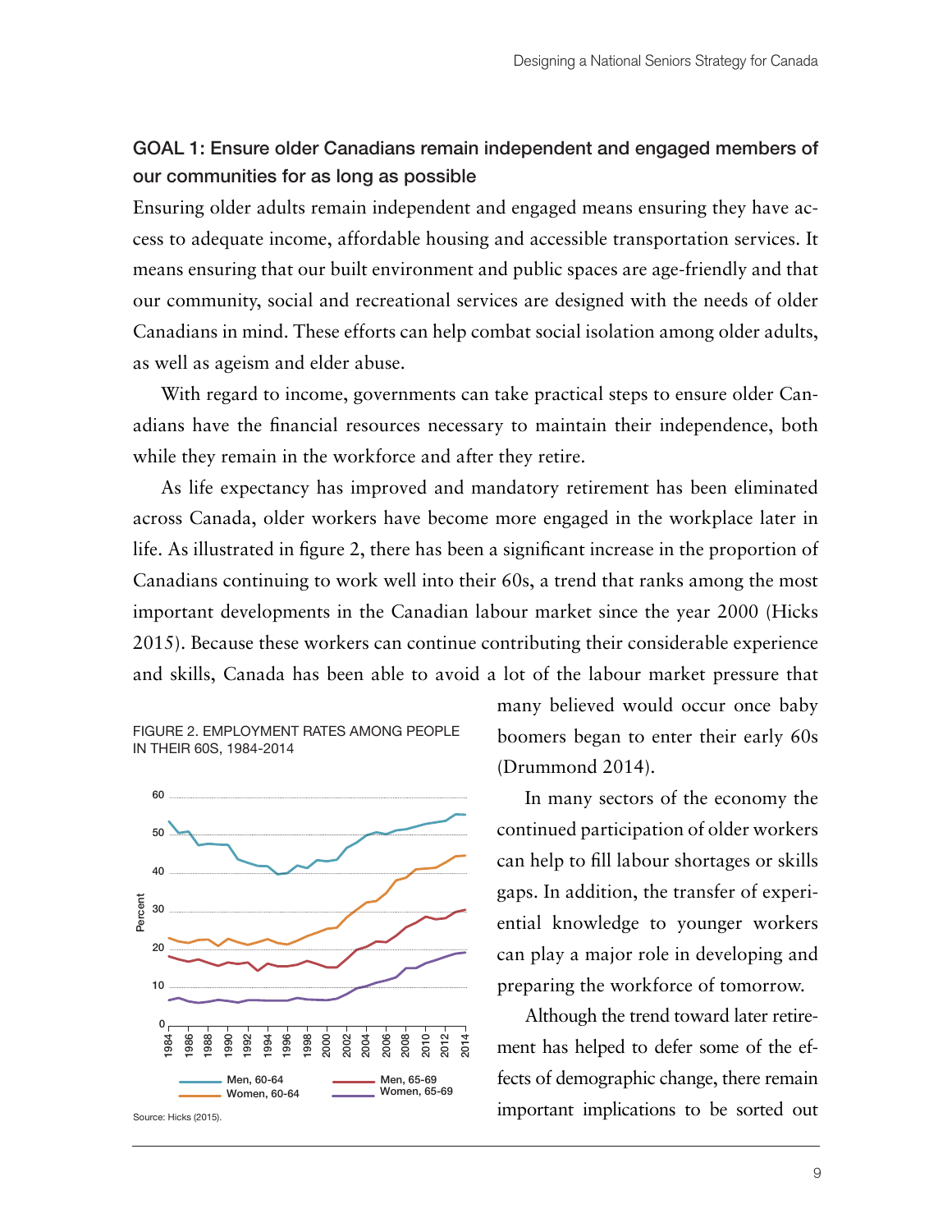### GOAL 1: Ensure older Canadians remain independent and engaged members of our communities for as long as possible

Ensuring older adults remain independent and engaged means ensuring they have access to adequate income, affordable housing and accessible transportation services. It means ensuring that our built environment and public spaces are age-friendly and that our community, social and recreational services are designed with the needs of older Canadians in mind. These efforts can help combat social isolation among older adults, as well as ageism and elder abuse.

With regard to income, governments can take practical steps to ensure older Canadians have the financial resources necessary to maintain their independence, both while they remain in the workforce and after they retire.

As life expectancy has improved and mandatory retirement has been eliminated across Canada, older workers have become more engaged in the workplace later in life. As illustrated in figure 2, there has been a significant increase in the proportion of Canadians continuing to work well into their 60s, a trend that ranks among the most important developments in the Canadian labour market since the year 2000 (Hicks 2015). Because these workers can continue contributing their considerable experience and skills, Canada has been able to avoid a lot of the labour market pressure that many believed would occur once baby boomers began to enter their early 60s (Drummond 2014).

FIGURE 2. EMPLOYMENT RATES AMONG PEOPLE IN THEIR 60S, 1984-2014

Source: Hicks (2015).

In many sectors of the economy the continued participation of older workers can help to fill labour shortages or skills gaps. In addition, the transfer of experiential knowledge to younger workers can play a major role in developing and preparing the workforce of tomorrow.

Although the trend toward later retirement has helped to defer some of the effects of demographic change, there remain important implications to be sorted out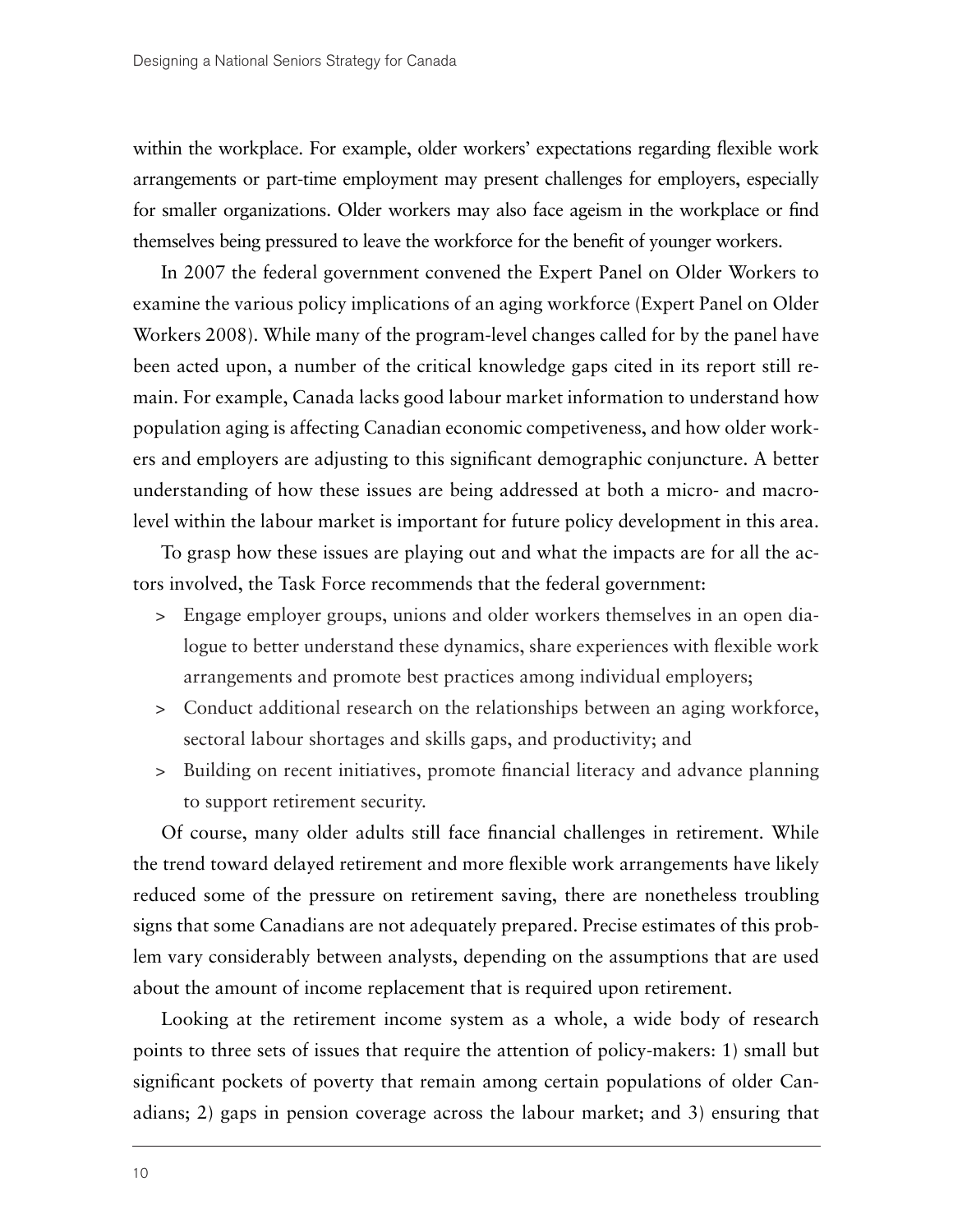within the workplace. For example, older workers' expectations regarding flexible work arrangements or part-time employment may present challenges for employers, especially for smaller organizations. Older workers may also face ageism in the workplace or find themselves being pressured to leave the workforce for the benefit of younger workers.

In 2007 the federal government convened the Expert Panel on Older Workers to examine the various policy implications of an aging workforce (Expert Panel on Older Workers 2008). While many of the program-level changes called for by the panel have been acted upon, a number of the critical knowledge gaps cited in its report still remain. For example, Canada lacks good labour market information to understand how population aging is affecting Canadian economic competiveness, and how older workers and employers are adjusting to this significant demographic conjuncture. A better understanding of how these issues are being addressed at both a micro- and macro-level within the labour market is important for future policy development in this area.

To grasp how these issues are playing out and what the impacts are for all the actors involved, the Task Force recommends that the federal government:

- Engage employer groups, unions and older workers themselves in an open dialogue to better understand these dynamics, share experiences with flexible work arrangements and promote best practices among individual employers;
- Conduct additional research on the relationships between an aging workforce, sectoral labour shortages and skills gaps, and productivity; and
- Building on recent initiatives, promote financial literacy and advance planning to support retirement security.

Of course, many older adults still face financial challenges in retirement. While the trend toward delayed retirement and more flexible work arrangements have likely reduced some of the pressure on retirement saving, there are nonetheless troubling signs that some Canadians are not adequately prepared. Precise estimates of this problem vary considerably between analysts, depending on the assumptions that are used about the amount of income replacement that is required upon retirement.

Looking at the retirement income system as a whole, a wide body of research points to three sets of issues that require the attention of policy-makers: 1) small but significant pockets of poverty that remain among certain populations of older Canadians; 2) gaps in pension coverage across the labour market; and 3) ensuring that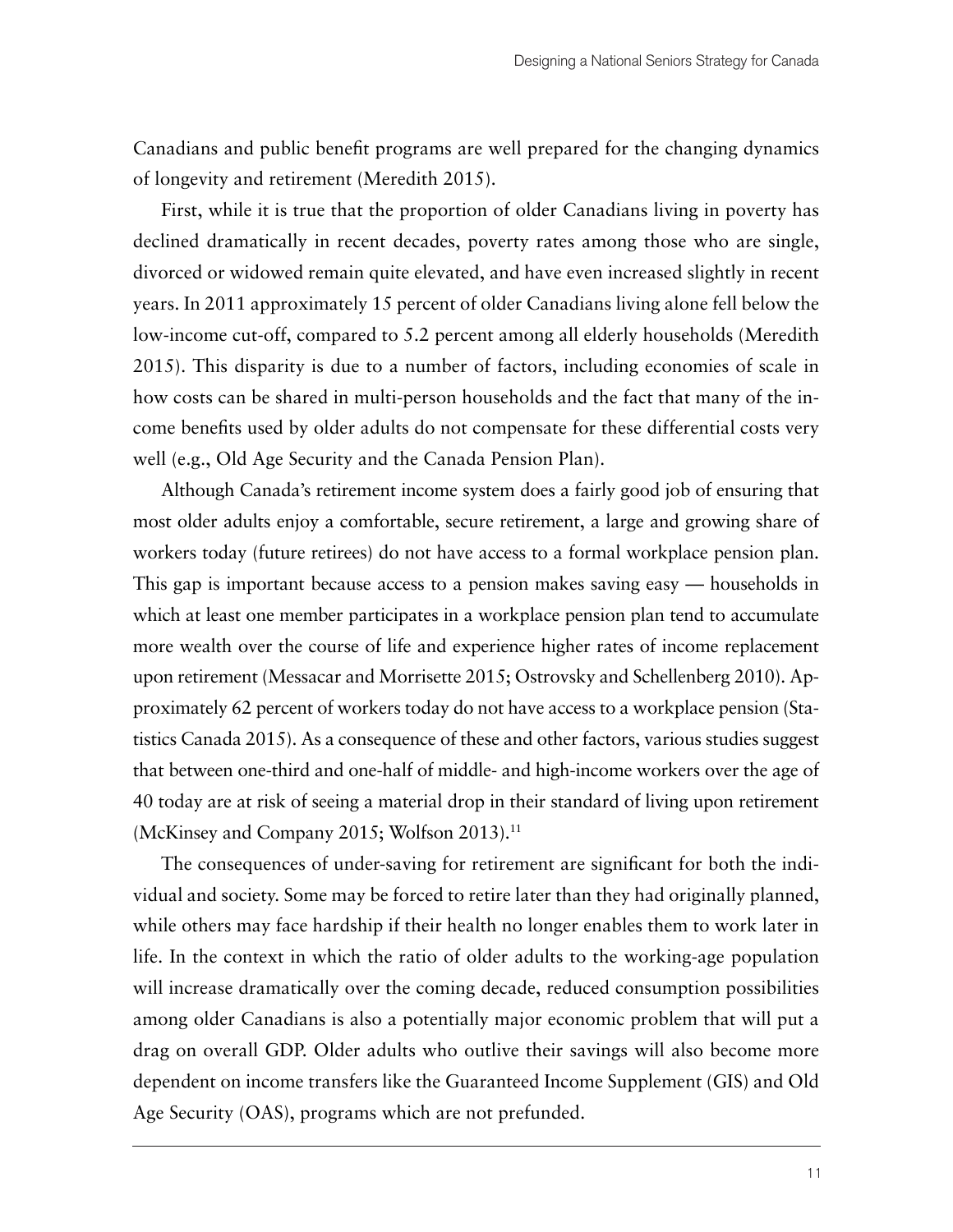Canadians and public benefit programs are well prepared for the changing dynamics of longevity and retirement (Meredith 2015).

First, while it is true that the proportion of older Canadians living in poverty has declined dramatically in recent decades, poverty rates among those who are single, divorced or widowed remain quite elevated, and have even increased slightly in recent years. In 2011 approximately 15 percent of older Canadians living alone fell below the low-income cut-off, compared to 5.2 percent among all elderly households (Meredith 2015). This disparity is due to a number of factors, including economies of scale in how costs can be shared in multi-person households and the fact that many of the income benefits used by older adults do not compensate for these differential costs very well (e.g., Old Age Security and the Canada Pension Plan).

Although Canada's retirement income system does a fairly good job of ensuring that most older adults enjoy a comfortable, secure retirement, a large and growing share of workers today (future retirees) do not have access to a formal workplace pension plan. This gap is important because access to a pension makes saving easy — households in which at least one member participates in a workplace pension plan tend to accumulate more wealth over the course of life and experience higher rates of income replacement upon retirement (Messacar and Morrisette 2015; Ostrovsky and Schellenberg 2010). Approximately 62 percent of workers today do not have access to a workplace pension (Statistics Canada 2015). As a consequence of these and other factors, various studies suggest that between one-third and one-half of middle- and high-income workers over the age of 40 today are at risk of seeing a material drop in their standard of living upon retirement (McKinsey and Company 2015; Wolfson 2013).[11]

The consequences of under-saving for retirement are significant for both the individual and society. Some may be forced to retire later than they had originally planned, while others may face hardship if their health no longer enables them to work later in life. In the context in which the ratio of older adults to the working-age population will increase dramatically over the coming decade, reduced consumption possibilities among older Canadians is also a potentially major economic problem that will put a drag on overall GDP. Older adults who outlive their savings will also become more dependent on income transfers like the Guaranteed Income Supplement (GIS) and Old Age Security (OAS), programs which are not prefunded.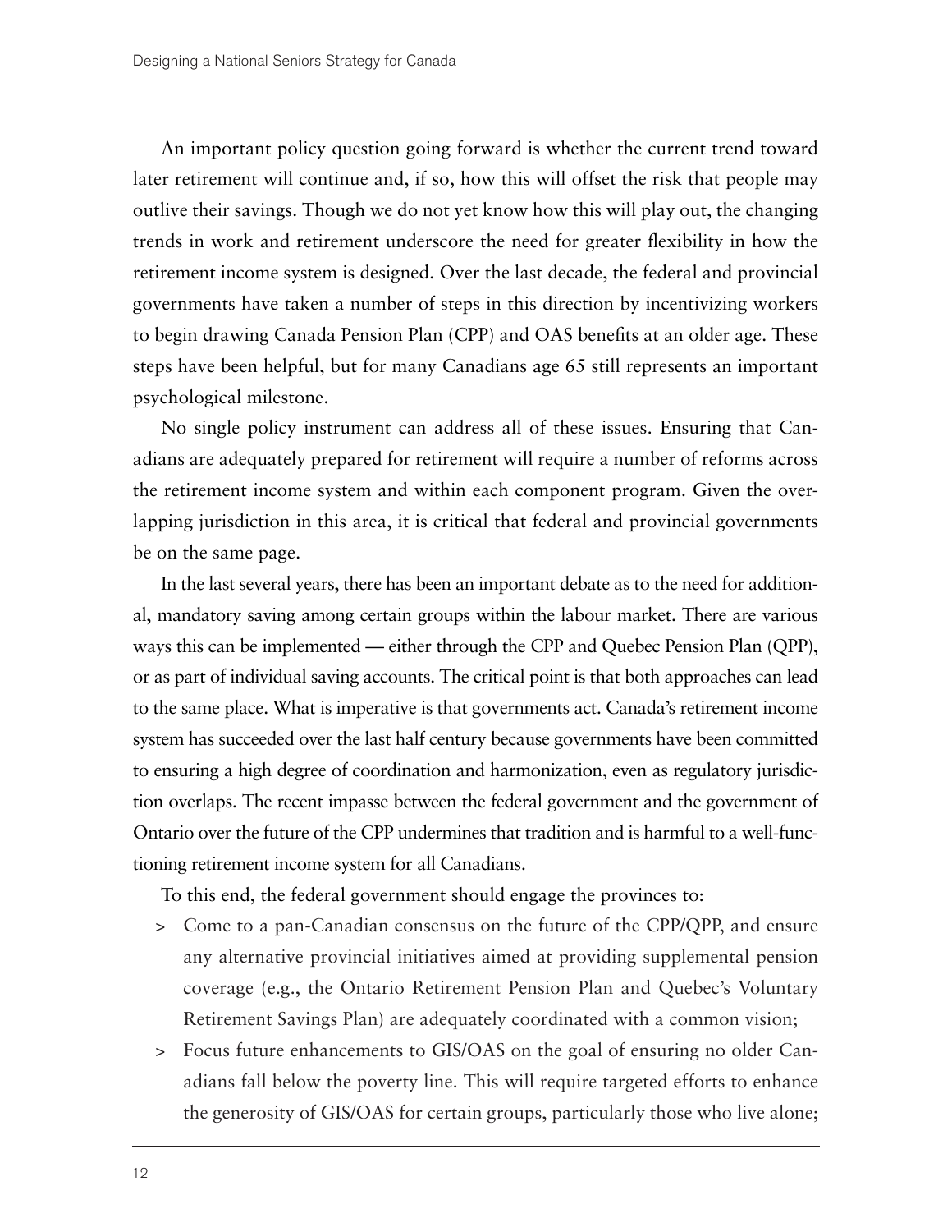An important policy question going forward is whether the current trend toward later retirement will continue and, if so, how this will offset the risk that people may outlive their savings. Though we do not yet know how this will play out, the changing trends in work and retirement underscore the need for greater flexibility in how the retirement income system is designed. Over the last decade, the federal and provincial governments have taken a number of steps in this direction by incentivizing workers to begin drawing Canada Pension Plan (CPP) and OAS benefits at an older age. These steps have been helpful, but for many Canadians age 65 still represents an important psychological milestone.

No single policy instrument can address all of these issues. Ensuring that Canadians are adequately prepared for retirement will require a number of reforms across the retirement income system and within each component program. Given the overlapping jurisdiction in this area, it is critical that federal and provincial governments be on the same page.

In the last several years, there has been an important debate as to the need for additional, mandatory saving among certain groups within the labour market. There are various ways this can be implemented — either through the CPP and Quebec Pension Plan (QPP), or as part of individual saving accounts. The critical point is that both approaches can lead to the same place. What is imperative is that governments act. Canada's retirement income system has succeeded over the last half century because governments have been committed to ensuring a high degree of coordination and harmonization, even as regulatory jurisdiction overlaps. The recent impasse between the federal government and the government of Ontario over the future of the CPP undermines that tradition and is harmful to a well-functioning retirement income system for all Canadians.

To this end, the federal government should engage the provinces to:

- Come to a pan-Canadian consensus on the future of the CPP/QPP, and ensure any alternative provincial initiatives aimed at providing supplemental pension coverage (e.g., the Ontario Retirement Pension Plan and Quebec's Voluntary Retirement Savings Plan) are adequately coordinated with a common vision;
- Focus future enhancements to GIS/OAS on the goal of ensuring no older Canadians fall below the poverty line. This will require targeted efforts to enhance the generosity of GIS/OAS for certain groups, particularly those who live alone;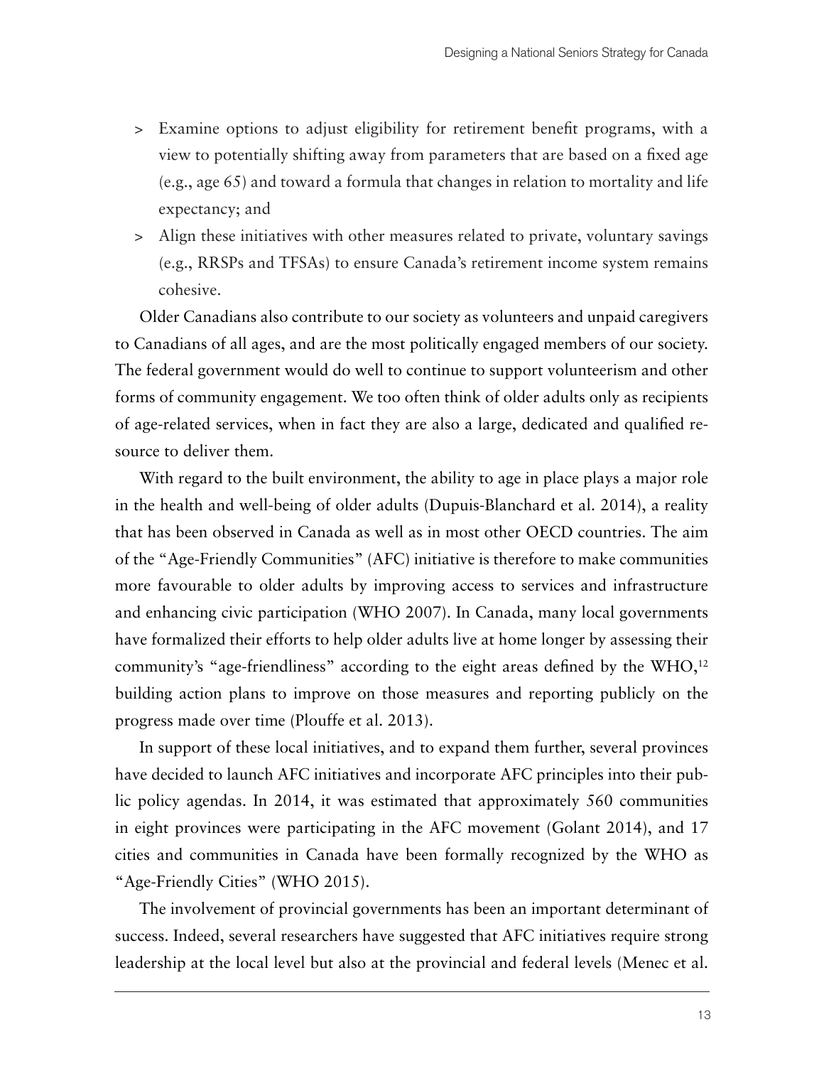- Examine options to adjust eligibility for retirement benefit programs, with a view to potentially shifting away from parameters that are based on a fixed age (e.g., age 65) and toward a formula that changes in relation to mortality and life expectancy; and
- Align these initiatives with other measures related to private, voluntary savings (e.g., RRSPs and TFSAs) to ensure Canada's retirement income system remains cohesive.

Older Canadians also contribute to our society as volunteers and unpaid caregivers to Canadians of all ages, and are the most politically engaged members of our society. The federal government would do well to continue to support volunteerism and other forms of community engagement. We too often think of older adults only as recipients of age-related services, when in fact they are also a large, dedicated and qualified resource to deliver them.

With regard to the built environment, the ability to age in place plays a major role in the health and well-being of older adults (Dupuis-Blanchard et al. 2014), a reality that has been observed in Canada as well as in most other OECD countries. The aim of the "Age-Friendly Communities" (AFC) initiative is therefore to make communities more favourable to older adults by improving access to services and infrastructure and enhancing civic participation (WHO 2007). In Canada, many local governments have formalized their efforts to help older adults live at home longer by assessing their community's "age-friendliness" according to the eight areas defined by the WHO,[12] building action plans to improve on those measures and reporting publicly on the progress made over time (Plouffe et al. 2013).

In support of these local initiatives, and to expand them further, several provinces have decided to launch AFC initiatives and incorporate AFC principles into their public policy agendas. In 2014, it was estimated that approximately 560 communities in eight provinces were participating in the AFC movement (Golant 2014), and 17 cities and communities in Canada have been formally recognized by the WHO as "Age-Friendly Cities" (WHO 2015).

The involvement of provincial governments has been an important determinant of success. Indeed, several researchers have suggested that AFC initiatives require strong leadership at the local level but also at the provincial and federal levels (Menec et al.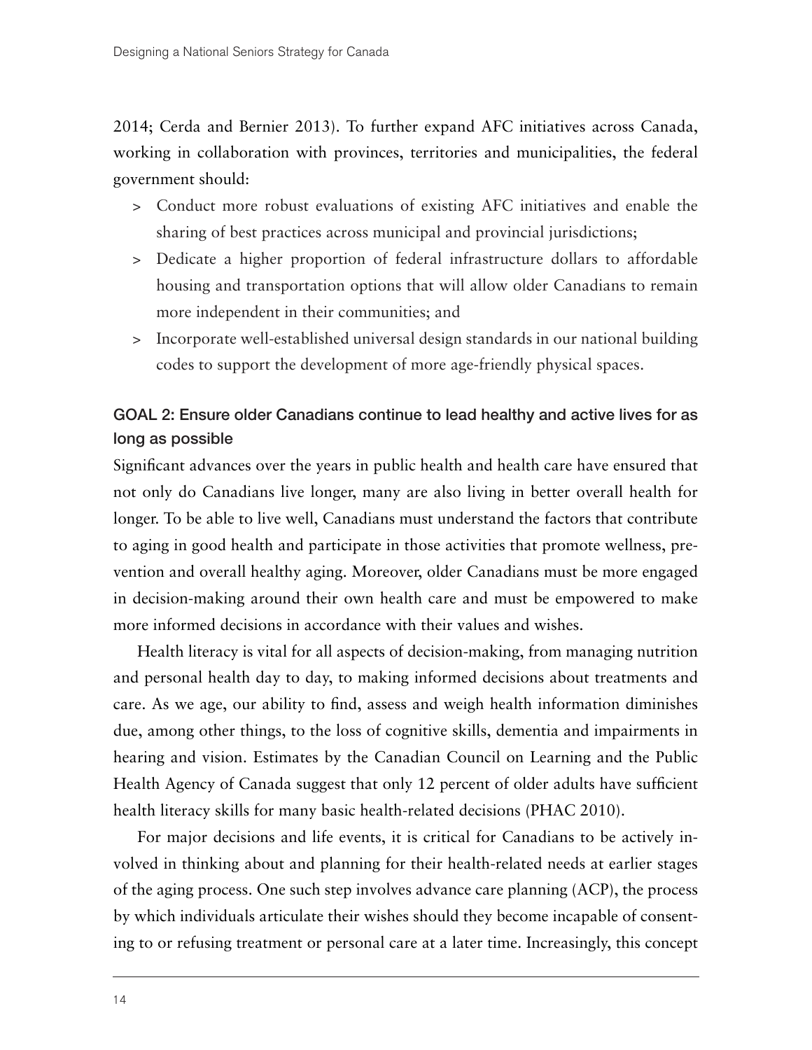2014; Cerda and Bernier 2013). To further expand AFC initiatives across Canada, working in collaboration with provinces, territories and municipalities, the federal government should:

- Conduct more robust evaluations of existing AFC initiatives and enable the sharing of best practices across municipal and provincial jurisdictions;
- Dedicate a higher proportion of federal infrastructure dollars to affordable housing and transportation options that will allow older Canadians to remain more independent in their communities; and
- Incorporate well-established universal design standards in our national building codes to support the development of more age-friendly physical spaces.

### GOAL 2: Ensure older Canadians continue to lead healthy and active lives for as long as possible

Significant advances over the years in public health and health care have ensured that not only do Canadians live longer, many are also living in better overall health for longer. To be able to live well, Canadians must understand the factors that contribute to aging in good health and participate in those activities that promote wellness, prevention and overall healthy aging. Moreover, older Canadians must be more engaged in decision-making around their own health care and must be empowered to make more informed decisions in accordance with their values and wishes.

Health literacy is vital for all aspects of decision-making, from managing nutrition and personal health day to day, to making informed decisions about treatments and care. As we age, our ability to find, assess and weigh health information diminishes due, among other things, to the loss of cognitive skills, dementia and impairments in hearing and vision. Estimates by the Canadian Council on Learning and the Public Health Agency of Canada suggest that only 12 percent of older adults have sufficient health literacy skills for many basic health-related decisions (PHAC 2010).

For major decisions and life events, it is critical for Canadians to be actively involved in thinking about and planning for their health-related needs at earlier stages of the aging process. One such step involves advance care planning (ACP), the process by which individuals articulate their wishes should they become incapable of consenting to or refusing treatment or personal care at a later time. Increasingly, this concept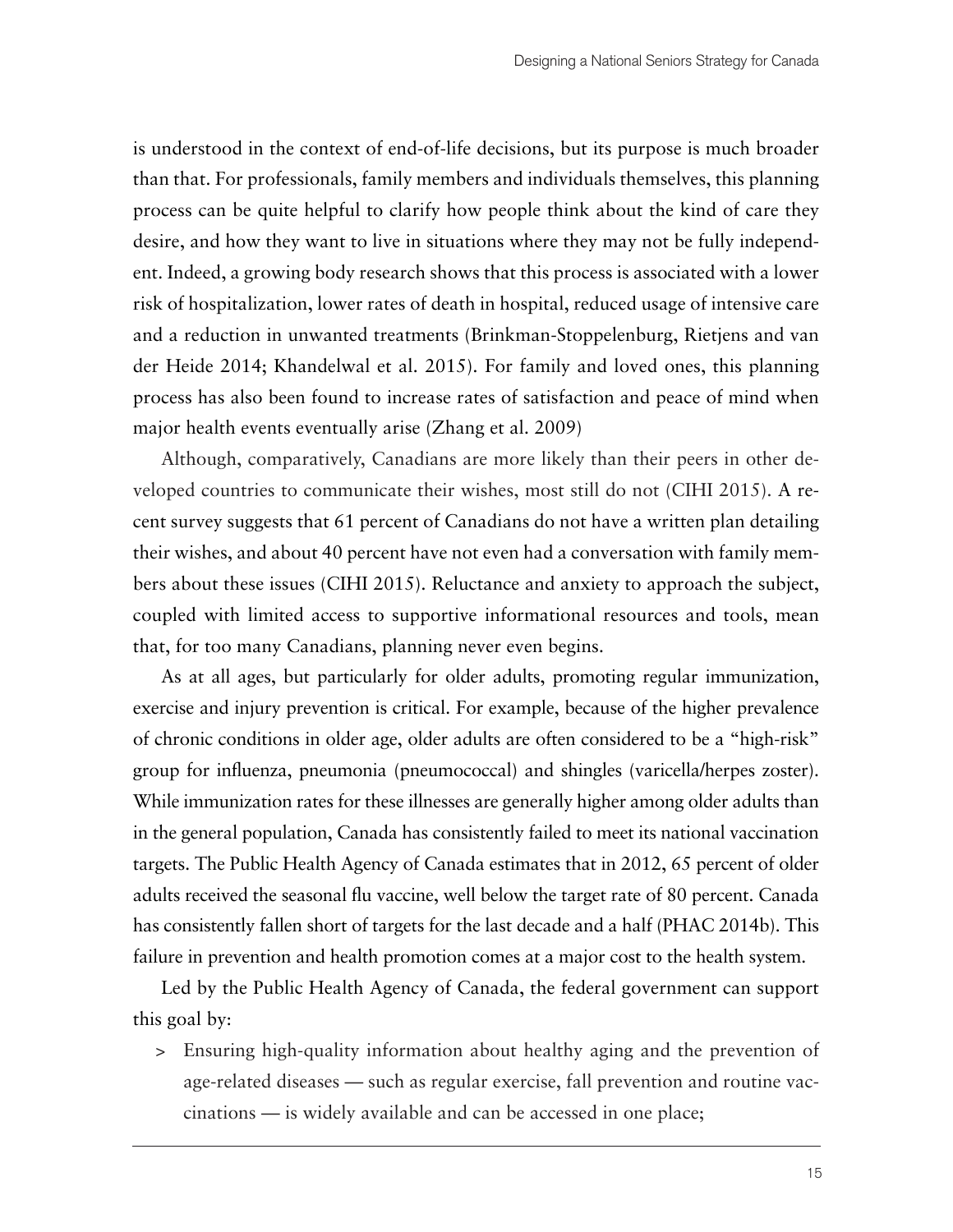is understood in the context of end-of-life decisions, but its purpose is much broader than that. For professionals, family members and individuals themselves, this planning process can be quite helpful to clarify how people think about the kind of care they desire, and how they want to live in situations where they may not be fully independent. Indeed, a growing body research shows that this process is associated with a lower risk of hospitalization, lower rates of death in hospital, reduced usage of intensive care and a reduction in unwanted treatments (Brinkman-Stoppelenburg, Rietjens and van der Heide 2014; Khandelwal et al. 2015). For family and loved ones, this planning process has also been found to increase rates of satisfaction and peace of mind when major health events eventually arise (Zhang et al. 2009)

Although, comparatively, Canadians are more likely than their peers in other developed countries to communicate their wishes, most still do not (CIHI 2015). A recent survey suggests that 61 percent of Canadians do not have a written plan detailing their wishes, and about 40 percent have not even had a conversation with family members about these issues (CIHI 2015). Reluctance and anxiety to approach the subject, coupled with limited access to supportive informational resources and tools, mean that, for too many Canadians, planning never even begins.

As at all ages, but particularly for older adults, promoting regular immunization, exercise and injury prevention is critical. For example, because of the higher prevalence of chronic conditions in older age, older adults are often considered to be a "high-risk" group for influenza, pneumonia (pneumococcal) and shingles (varicella/herpes zoster). While immunization rates for these illnesses are generally higher among older adults than in the general population, Canada has consistently failed to meet its national vaccination targets. The Public Health Agency of Canada estimates that in 2012, 65 percent of older adults received the seasonal flu vaccine, well below the target rate of 80 percent. Canada has consistently fallen short of targets for the last decade and a half (PHAC 2014b). This failure in prevention and health promotion comes at a major cost to the health system.

Led by the Public Health Agency of Canada, the federal government can support this goal by:

> Ensuring high-quality information about healthy aging and the prevention of age-related diseases — such as regular exercise, fall prevention and routine vaccinations — is widely available and can be accessed in one place;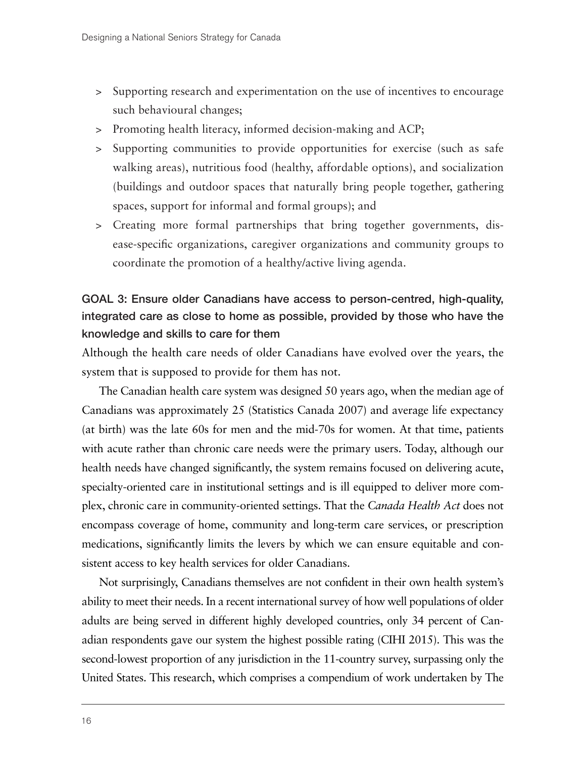- Supporting research and experimentation on the use of incentives to encourage such behavioural changes;
- Promoting health literacy, informed decision-making and ACP;
- Supporting communities to provide opportunities for exercise (such as safe walking areas), nutritious food (healthy, affordable options), and socialization (buildings and outdoor spaces that naturally bring people together, gathering spaces, support for informal and formal groups); and
- Creating more formal partnerships that bring together governments, disease-specific organizations, caregiver organizations and community groups to coordinate the promotion of a healthy/active living agenda.

### GOAL 3: Ensure older Canadians have access to person-centred, high-quality, integrated care as close to home as possible, provided by those who have the knowledge and skills to care for them

Although the health care needs of older Canadians have evolved over the years, the system that is supposed to provide for them has not.

The Canadian health care system was designed 50 years ago, when the median age of Canadians was approximately 25 (Statistics Canada 2007) and average life expectancy (at birth) was the late 60s for men and the mid-70s for women. At that time, patients with acute rather than chronic care needs were the primary users. Today, although our health needs have changed significantly, the system remains focused on delivering acute, specialty-oriented care in institutional settings and is ill equipped to deliver more complex, chronic care in community-oriented settings. That the *Canada Health Act* does not encompass coverage of home, community and long-term care services, or prescription medications, significantly limits the levers by which we can ensure equitable and consistent access to key health services for older Canadians.

Not surprisingly, Canadians themselves are not confident in their own health system's ability to meet their needs. In a recent international survey of how well populations of older adults are being served in different highly developed countries, only 34 percent of Canadian respondents gave our system the highest possible rating (CIHI 2015). This was the second-lowest proportion of any jurisdiction in the 11-country survey, surpassing only the United States. This research, which comprises a compendium of work undertaken by The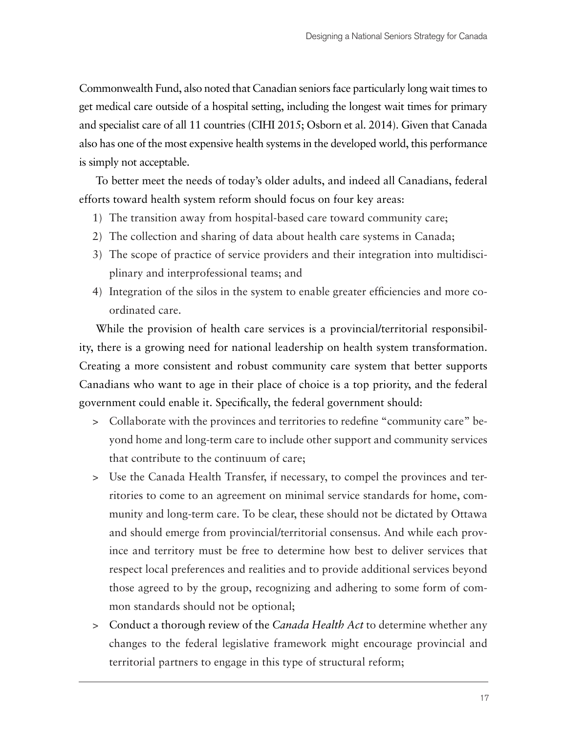Commonwealth Fund, also noted that Canadian seniors face particularly long wait times to get medical care outside of a hospital setting, including the longest wait times for primary and specialist care of all 11 countries (CIHI 2015; Osborn et al. 2014). Given that Canada also has one of the most expensive health systems in the developed world, this performance is simply not acceptable.

To better meet the needs of today's older adults, and indeed all Canadians, federal efforts toward health system reform should focus on four key areas:

1) The transition away from hospital-based care toward community care;
2) The collection and sharing of data about health care systems in Canada;
3) The scope of practice of service providers and their integration into multidisciplinary and interprofessional teams; and
4) Integration of the silos in the system to enable greater efficiencies and more coordinated care.

While the provision of health care services is a provincial/territorial responsibility, there is a growing need for national leadership on health system transformation. Creating a more consistent and robust community care system that better supports Canadians who want to age in their place of choice is a top priority, and the federal government could enable it. Specifically, the federal government should:

> Collaborate with the provinces and territories to redefine "community care" beyond home and long-term care to include other support and community services that contribute to the continuum of care;

> Use the Canada Health Transfer, if necessary, to compel the provinces and territories to come to an agreement on minimal service standards for home, community and long-term care. To be clear, these should not be dictated by Ottawa and should emerge from provincial/territorial consensus. And while each province and territory must be free to determine how best to deliver services that respect local preferences and realities and to provide additional services beyond those agreed to by the group, recognizing and adhering to some form of common standards should not be optional;

> Conduct a thorough review of the *Canada Health Act* to determine whether any changes to the federal legislative framework might encourage provincial and territorial partners to engage in this type of structural reform;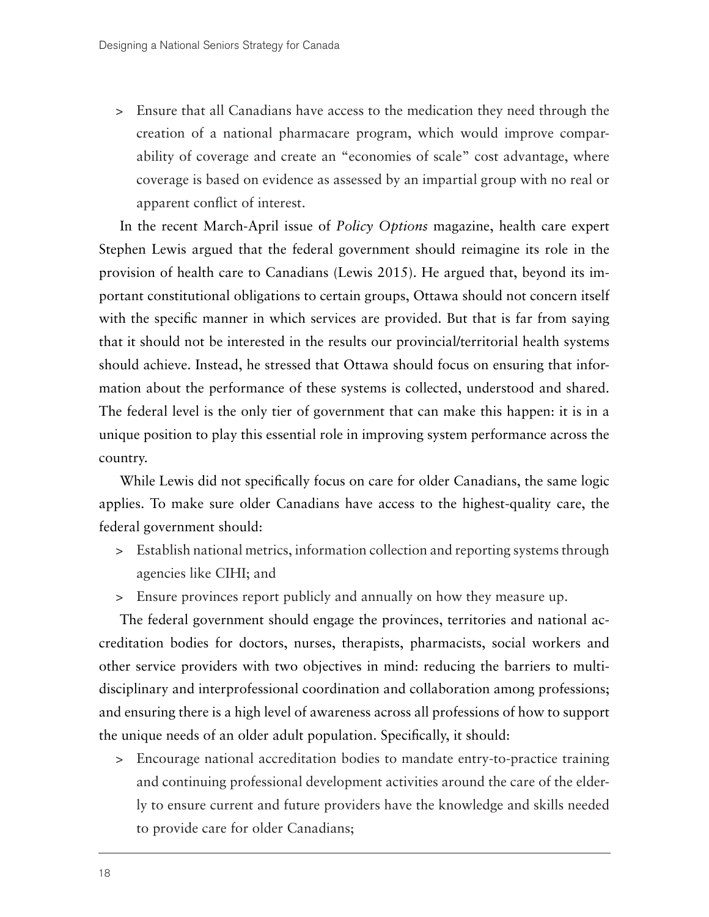- Ensure that all Canadians have access to the medication they need through the creation of a national pharmacare program, which would improve comparability of coverage and create an "economies of scale" cost advantage, where coverage is based on evidence as assessed by an impartial group with no real or apparent conflict of interest.

In the recent March-April issue of *Policy Options* magazine, health care expert Stephen Lewis argued that the federal government should reimagine its role in the provision of health care to Canadians (Lewis 2015). He argued that, beyond its important constitutional obligations to certain groups, Ottawa should not concern itself with the specific manner in which services are provided. But that is far from saying that it should not be interested in the results our provincial/territorial health systems should achieve. Instead, he stressed that Ottawa should focus on ensuring that information about the performance of these systems is collected, understood and shared. The federal level is the only tier of government that can make this happen: it is in a unique position to play this essential role in improving system performance across the country.

While Lewis did not specifically focus on care for older Canadians, the same logic applies. To make sure older Canadians have access to the highest-quality care, the federal government should:

- Establish national metrics, information collection and reporting systems through agencies like CIHI; and
- Ensure provinces report publicly and annually on how they measure up.

The federal government should engage the provinces, territories and national accreditation bodies for doctors, nurses, therapists, pharmacists, social workers and other service providers with two objectives in mind: reducing the barriers to multidisciplinary and interprofessional coordination and collaboration among professions; and ensuring there is a high level of awareness across all professions of how to support the unique needs of an older adult population. Specifically, it should:

- Encourage national accreditation bodies to mandate entry-to-practice training and continuing professional development activities around the care of the elderly to ensure current and future providers have the knowledge and skills needed to provide care for older Canadians;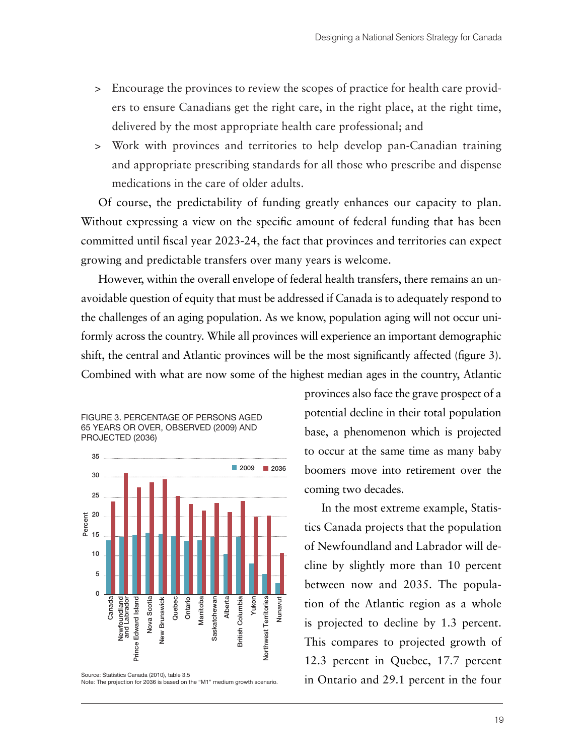> Encourage the provinces to review the scopes of practice for health care providers to ensure Canadians get the right care, in the right place, at the right time, delivered by the most appropriate health care professional; and

> Work with provinces and territories to help develop pan-Canadian training and appropriate prescribing standards for all those who prescribe and dispense medications in the care of older adults.

Of course, the predictability of funding greatly enhances our capacity to plan. Without expressing a view on the specific amount of federal funding that has been committed until fiscal year 2023-24, the fact that provinces and territories can expect growing and predictable transfers over many years is welcome.

However, within the overall envelope of federal health transfers, there remains an unavoidable question of equity that must be addressed if Canada is to adequately respond to the challenges of an aging population. As we know, population aging will not occur uniformly across the country. While all provinces will experience an important demographic shift, the central and Atlantic provinces will be the most significantly affected (figure 3). Combined with what are now some of the highest median ages in the country, Atlantic provinces also face the grave prospect of a potential decline in their total population base, a phenomenon which is projected to occur at the same time as many baby boomers move into retirement over the coming two decades.

FIGURE 3. PERCENTAGE OF PERSONS AGED 65 YEARS OR OVER, OBSERVED (2009) AND PROJECTED (2036)

Source: Statistics Canada (2010), table 3.5
Note: The projection for 2036 is based on the "M1" medium growth scenario.

In the most extreme example, Statistics Canada projects that the population of Newfoundland and Labrador will decline by slightly more than 10 percent between now and 2035. The population of the Atlantic region as a whole is projected to decline by 1.3 percent. This compares to projected growth of 12.3 percent in Quebec, 17.7 percent in Ontario and 29.1 percent in the four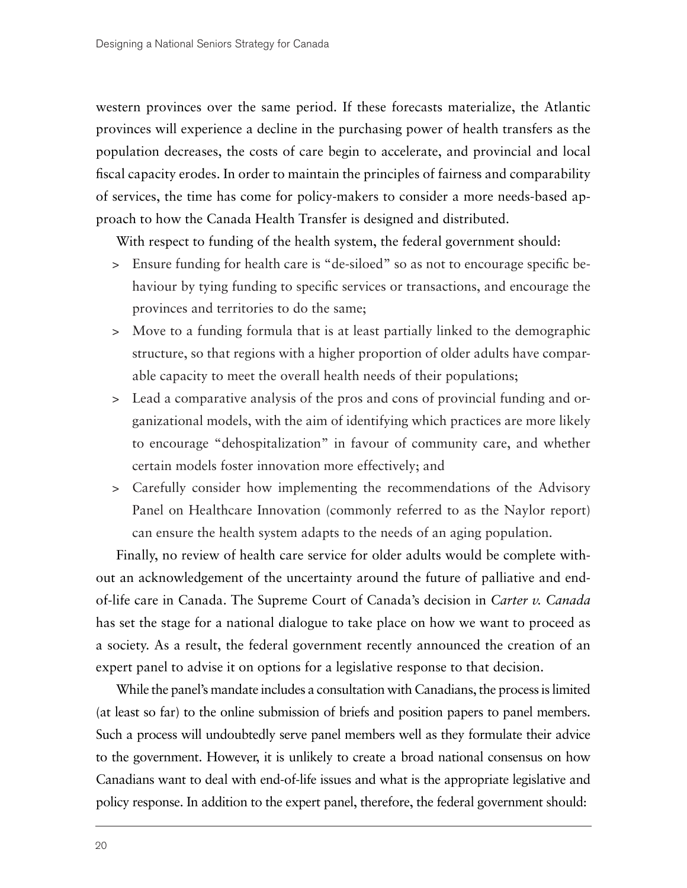western provinces over the same period. If these forecasts materialize, the Atlantic provinces will experience a decline in the purchasing power of health transfers as the population decreases, the costs of care begin to accelerate, and provincial and local fiscal capacity erodes. In order to maintain the principles of fairness and comparability of services, the time has come for policy-makers to consider a more needs-based approach to how the Canada Health Transfer is designed and distributed.

With respect to funding of the health system, the federal government should:

> Ensure funding for health care is "de-siloed" so as not to encourage specific behaviour by tying funding to specific services or transactions, and encourage the provinces and territories to do the same;

> Move to a funding formula that is at least partially linked to the demographic structure, so that regions with a higher proportion of older adults have comparable capacity to meet the overall health needs of their populations;

> Lead a comparative analysis of the pros and cons of provincial funding and organizational models, with the aim of identifying which practices are more likely to encourage "dehospitalization" in favour of community care, and whether certain models foster innovation more effectively; and

> Carefully consider how implementing the recommendations of the Advisory Panel on Healthcare Innovation (commonly referred to as the Naylor report) can ensure the health system adapts to the needs of an aging population.

Finally, no review of health care service for older adults would be complete without an acknowledgement of the uncertainty around the future of palliative and end-of-life care in Canada. The Supreme Court of Canada's decision in *Carter v. Canada* has set the stage for a national dialogue to take place on how we want to proceed as a society. As a result, the federal government recently announced the creation of an expert panel to advise it on options for a legislative response to that decision.

While the panel's mandate includes a consultation with Canadians, the process is limited (at least so far) to the online submission of briefs and position papers to panel members. Such a process will undoubtedly serve panel members well as they formulate their advice to the government. However, it is unlikely to create a broad national consensus on how Canadians want to deal with end-of-life issues and what is the appropriate legislative and policy response. In addition to the expert panel, therefore, the federal government should: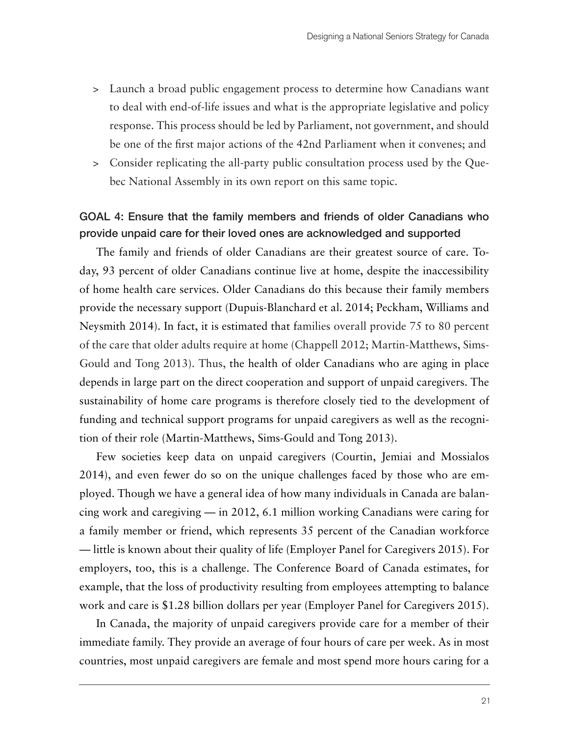- Launch a broad public engagement process to determine how Canadians want to deal with end-of-life issues and what is the appropriate legislative and policy response. This process should be led by Parliament, not government, and should be one of the first major actions of the 42nd Parliament when it convenes; and
- Consider replicating the all-party public consultation process used by the Quebec National Assembly in its own report on this same topic.

### GOAL 4: Ensure that the family members and friends of older Canadians who provide unpaid care for their loved ones are acknowledged and supported

The family and friends of older Canadians are their greatest source of care. Today, 93 percent of older Canadians continue live at home, despite the inaccessibility of home health care services. Older Canadians do this because their family members provide the necessary support (Dupuis-Blanchard et al. 2014; Peckham, Williams and Neysmith 2014). In fact, it is estimated that families overall provide 75 to 80 percent of the care that older adults require at home (Chappell 2012; Martin-Matthews, Sims-Gould and Tong 2013). Thus, the health of older Canadians who are aging in place depends in large part on the direct cooperation and support of unpaid caregivers. The sustainability of home care programs is therefore closely tied to the development of funding and technical support programs for unpaid caregivers as well as the recognition of their role (Martin-Matthews, Sims-Gould and Tong 2013).

Few societies keep data on unpaid caregivers (Courtin, Jemiai and Mossialos 2014), and even fewer do so on the unique challenges faced by those who are employed. Though we have a general idea of how many individuals in Canada are balancing work and caregiving — in 2012, 6.1 million working Canadians were caring for a family member or friend, which represents 35 percent of the Canadian workforce — little is known about their quality of life (Employer Panel for Caregivers 2015). For employers, too, this is a challenge. The Conference Board of Canada estimates, for example, that the loss of productivity resulting from employees attempting to balance work and care is $1.28 billion dollars per year (Employer Panel for Caregivers 2015).

In Canada, the majority of unpaid caregivers provide care for a member of their immediate family. They provide an average of four hours of care per week. As in most countries, most unpaid caregivers are female and most spend more hours caring for a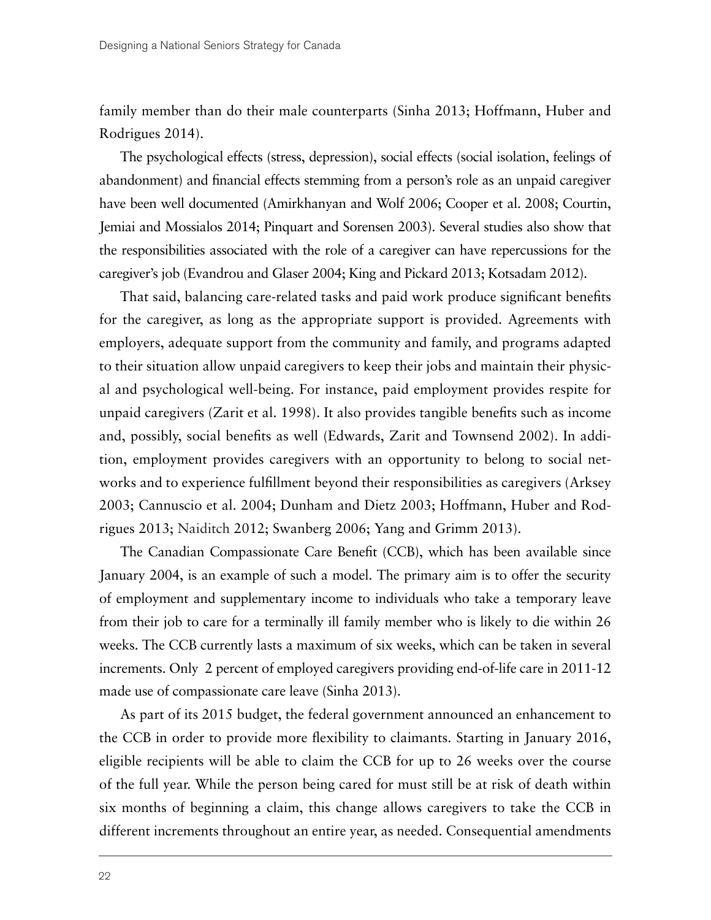family member than do their male counterparts (Sinha 2013; Hoffmann, Huber and Rodrigues 2014).

The psychological effects (stress, depression), social effects (social isolation, feelings of abandonment) and financial effects stemming from a person's role as an unpaid caregiver have been well documented (Amirkhanyan and Wolf 2006; Cooper et al. 2008; Courtin, Jemiai and Mossialos 2014; Pinquart and Sorensen 2003). Several studies also show that the responsibilities associated with the role of a caregiver can have repercussions for the caregiver's job (Evandrou and Glaser 2004; King and Pickard 2013; Kotsadam 2012).

That said, balancing care-related tasks and paid work produce significant benefits for the caregiver, as long as the appropriate support is provided. Agreements with employers, adequate support from the community and family, and programs adapted to their situation allow unpaid caregivers to keep their jobs and maintain their physical and psychological well-being. For instance, paid employment provides respite for unpaid caregivers (Zarit et al. 1998). It also provides tangible benefits such as income and, possibly, social benefits as well (Edwards, Zarit and Townsend 2002). In addition, employment provides caregivers with an opportunity to belong to social networks and to experience fulfillment beyond their responsibilities as caregivers (Arksey 2003; Cannuscio et al. 2004; Dunham and Dietz 2003; Hoffmann, Huber and Rodrigues 2013; Naiditch 2012; Swanberg 2006; Yang and Grimm 2013).

The Canadian Compassionate Care Benefit (CCB), which has been available since January 2004, is an example of such a model. The primary aim is to offer the security of employment and supplementary income to individuals who take a temporary leave from their job to care for a terminally ill family member who is likely to die within 26 weeks. The CCB currently lasts a maximum of six weeks, which can be taken in several increments. Only 2 percent of employed caregivers providing end-of-life care in 2011-12 made use of compassionate care leave (Sinha 2013).

As part of its 2015 budget, the federal government announced an enhancement to the CCB in order to provide more flexibility to claimants. Starting in January 2016, eligible recipients will be able to claim the CCB for up to 26 weeks over the course of the full year. While the person being cared for must still be at risk of death within six months of beginning a claim, this change allows caregivers to take the CCB in different increments throughout an entire year, as needed. Consequential amendments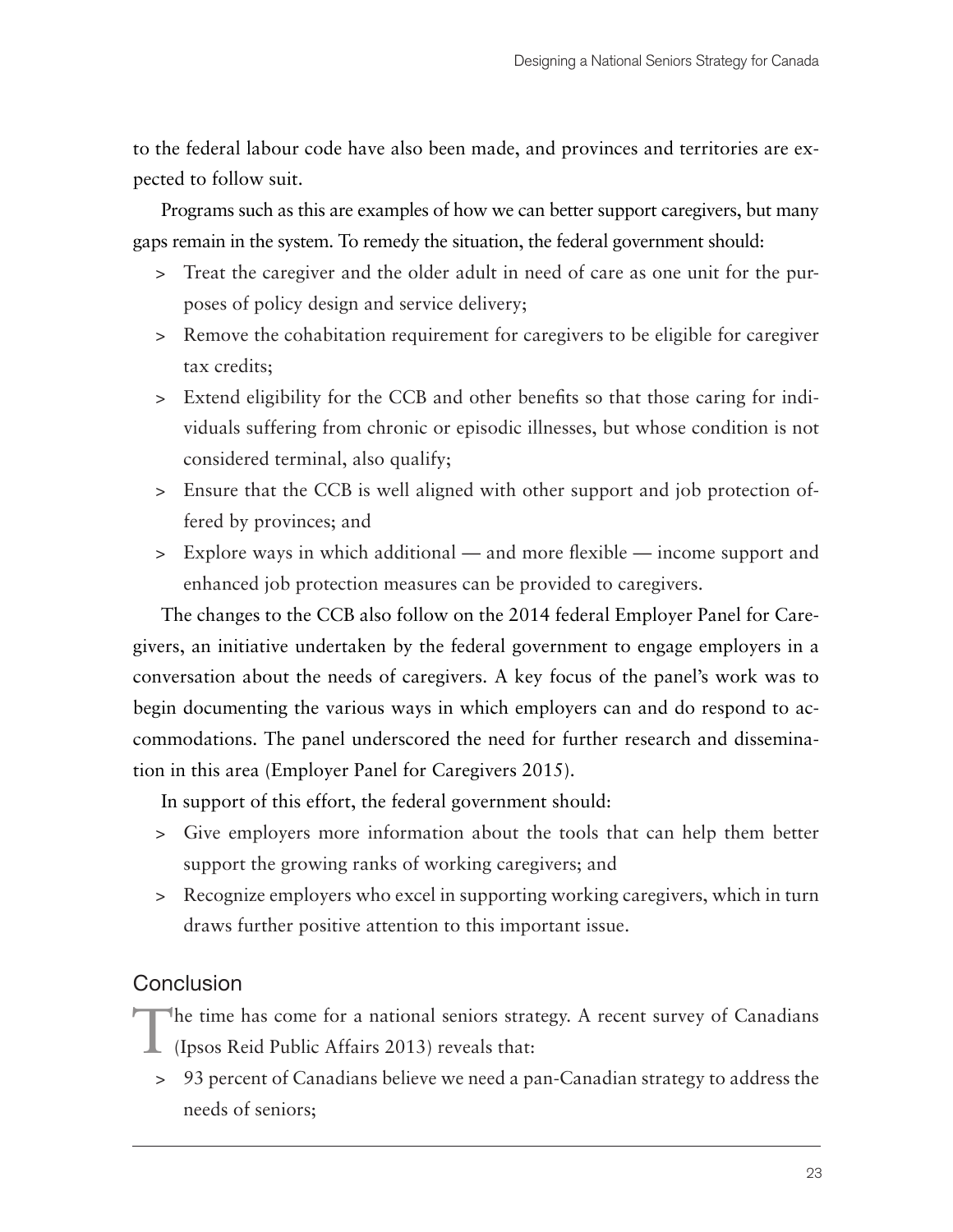to the federal labour code have also been made, and provinces and territories are expected to follow suit.

Programs such as this are examples of how we can better support caregivers, but many gaps remain in the system. To remedy the situation, the federal government should:

- Treat the caregiver and the older adult in need of care as one unit for the purposes of policy design and service delivery;
- Remove the cohabitation requirement for caregivers to be eligible for caregiver tax credits;
- Extend eligibility for the CCB and other benefits so that those caring for individuals suffering from chronic or episodic illnesses, but whose condition is not considered terminal, also qualify;
- Ensure that the CCB is well aligned with other support and job protection offered by provinces; and
- Explore ways in which additional — and more flexible — income support and enhanced job protection measures can be provided to caregivers.

The changes to the CCB also follow on the 2014 federal Employer Panel for Caregivers, an initiative undertaken by the federal government to engage employers in a conversation about the needs of caregivers. A key focus of the panel's work was to begin documenting the various ways in which employers can and do respond to accommodations. The panel underscored the need for further research and dissemination in this area (Employer Panel for Caregivers 2015).

In support of this effort, the federal government should:

- Give employers more information about the tools that can help them better support the growing ranks of working caregivers; and
- Recognize employers who excel in supporting working caregivers, which in turn draws further positive attention to this important issue.

## Conclusion

The time has come for a national seniors strategy. A recent survey of Canadians (Ipsos Reid Public Affairs 2013) reveals that:

- 93 percent of Canadians believe we need a pan-Canadian strategy to address the needs of seniors;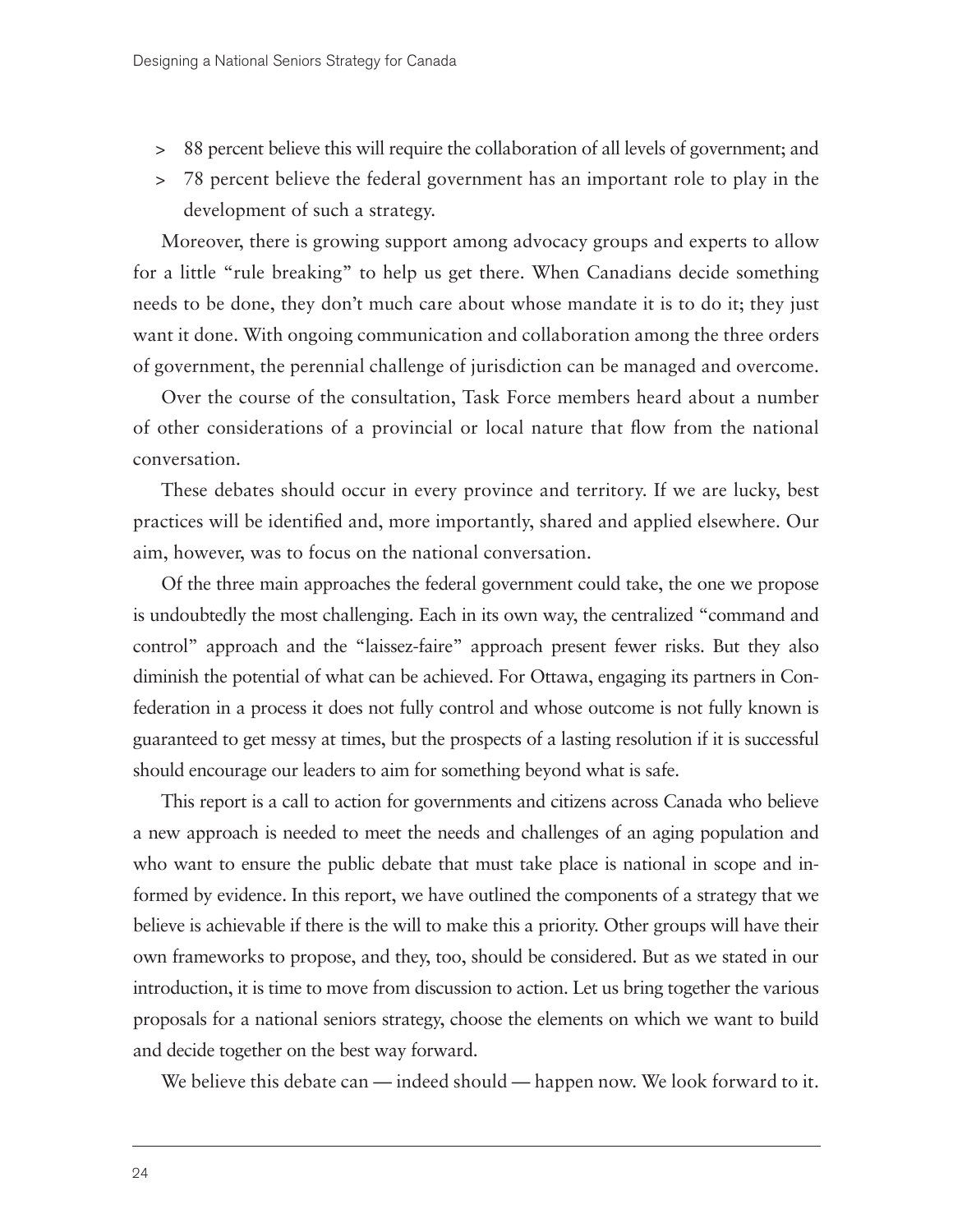- 88 percent believe this will require the collaboration of all levels of government; and
- 78 percent believe the federal government has an important role to play in the development of such a strategy.

Moreover, there is growing support among advocacy groups and experts to allow for a little "rule breaking" to help us get there. When Canadians decide something needs to be done, they don't much care about whose mandate it is to do it; they just want it done. With ongoing communication and collaboration among the three orders of government, the perennial challenge of jurisdiction can be managed and overcome.

Over the course of the consultation, Task Force members heard about a number of other considerations of a provincial or local nature that flow from the national conversation.

These debates should occur in every province and territory. If we are lucky, best practices will be identified and, more importantly, shared and applied elsewhere. Our aim, however, was to focus on the national conversation.

Of the three main approaches the federal government could take, the one we propose is undoubtedly the most challenging. Each in its own way, the centralized "command and control" approach and the "laissez-faire" approach present fewer risks. But they also diminish the potential of what can be achieved. For Ottawa, engaging its partners in Confederation in a process it does not fully control and whose outcome is not fully known is guaranteed to get messy at times, but the prospects of a lasting resolution if it is successful should encourage our leaders to aim for something beyond what is safe.

This report is a call to action for governments and citizens across Canada who believe a new approach is needed to meet the needs and challenges of an aging population and who want to ensure the public debate that must take place is national in scope and informed by evidence. In this report, we have outlined the components of a strategy that we believe is achievable if there is the will to make this a priority. Other groups will have their own frameworks to propose, and they, too, should be considered. But as we stated in our introduction, it is time to move from discussion to action. Let us bring together the various proposals for a national seniors strategy, choose the elements on which we want to build and decide together on the best way forward.

We believe this debate can — indeed should — happen now. We look forward to it.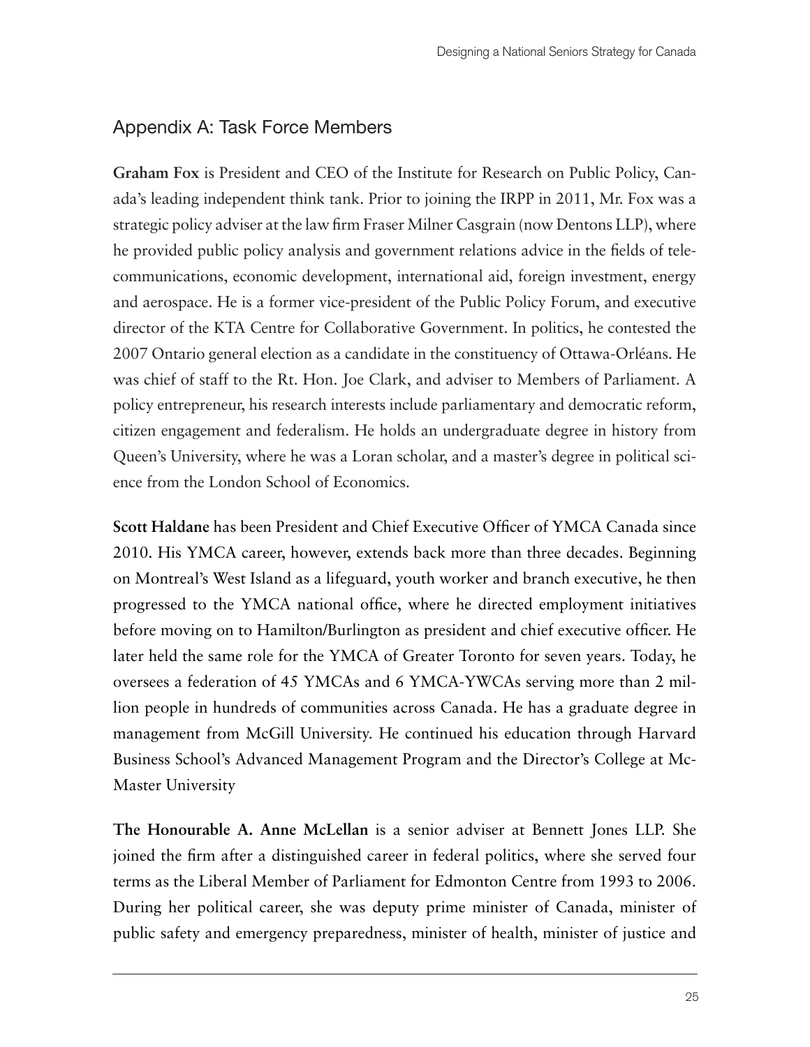## Appendix A: Task Force Members

**Graham Fox** is President and CEO of the Institute for Research on Public Policy, Canada's leading independent think tank. Prior to joining the IRPP in 2011, Mr. Fox was a strategic policy adviser at the law firm Fraser Milner Casgrain (now Dentons LLP), where he provided public policy analysis and government relations advice in the fields of telecommunications, economic development, international aid, foreign investment, energy and aerospace. He is a former vice-president of the Public Policy Forum, and executive director of the KTA Centre for Collaborative Government. In politics, he contested the 2007 Ontario general election as a candidate in the constituency of Ottawa-Orléans. He was chief of staff to the Rt. Hon. Joe Clark, and adviser to Members of Parliament. A policy entrepreneur, his research interests include parliamentary and democratic reform, citizen engagement and federalism. He holds an undergraduate degree in history from Queen's University, where he was a Loran scholar, and a master's degree in political science from the London School of Economics.

**Scott Haldane** has been President and Chief Executive Officer of YMCA Canada since 2010. His YMCA career, however, extends back more than three decades. Beginning on Montreal's West Island as a lifeguard, youth worker and branch executive, he then progressed to the YMCA national office, where he directed employment initiatives before moving on to Hamilton/Burlington as president and chief executive officer. He later held the same role for the YMCA of Greater Toronto for seven years. Today, he oversees a federation of 45 YMCAs and 6 YMCA-YWCAs serving more than 2 million people in hundreds of communities across Canada. He has a graduate degree in management from McGill University. He continued his education through Harvard Business School's Advanced Management Program and the Director's College at McMaster University

**The Honourable A. Anne McLellan** is a senior adviser at Bennett Jones LLP. She joined the firm after a distinguished career in federal politics, where she served four terms as the Liberal Member of Parliament for Edmonton Centre from 1993 to 2006. During her political career, she was deputy prime minister of Canada, minister of public safety and emergency preparedness, minister of health, minister of justice and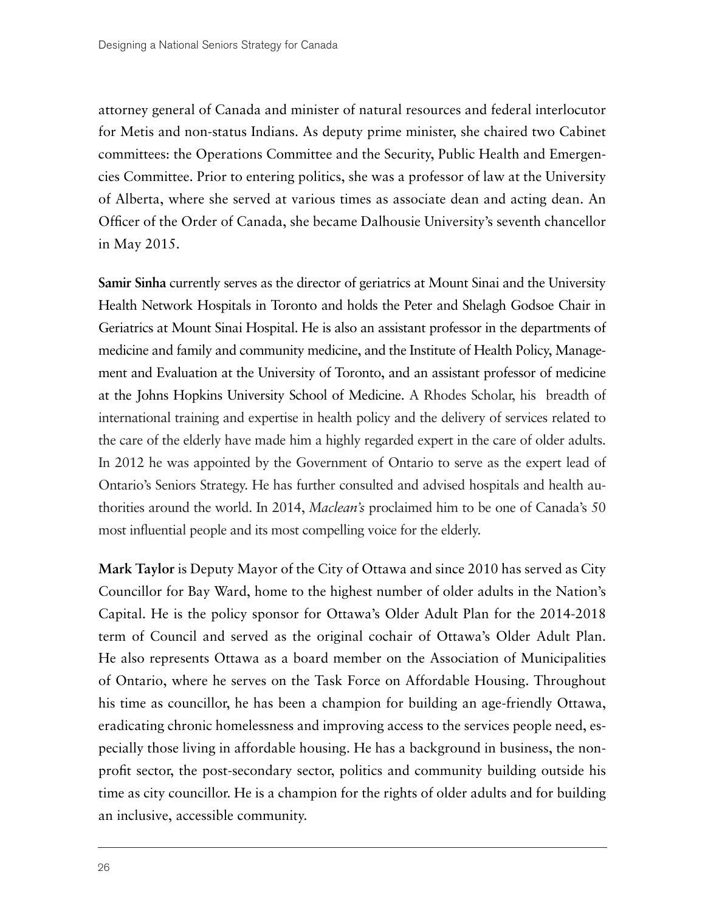attorney general of Canada and minister of natural resources and federal interlocutor for Metis and non-status Indians. As deputy prime minister, she chaired two Cabinet committees: the Operations Committee and the Security, Public Health and Emergencies Committee. Prior to entering politics, she was a professor of law at the University of Alberta, where she served at various times as associate dean and acting dean. An Officer of the Order of Canada, she became Dalhousie University's seventh chancellor in May 2015.

**Samir Sinha** currently serves as the director of geriatrics at Mount Sinai and the University Health Network Hospitals in Toronto and holds the Peter and Shelagh Godsoe Chair in Geriatrics at Mount Sinai Hospital. He is also an assistant professor in the departments of medicine and family and community medicine, and the Institute of Health Policy, Management and Evaluation at the University of Toronto, and an assistant professor of medicine at the Johns Hopkins University School of Medicine. A Rhodes Scholar, his breadth of international training and expertise in health policy and the delivery of services related to the care of the elderly have made him a highly regarded expert in the care of older adults. In 2012 he was appointed by the Government of Ontario to serve as the expert lead of Ontario's Seniors Strategy. He has further consulted and advised hospitals and health authorities around the world. In 2014, *Maclean's* proclaimed him to be one of Canada's 50 most influential people and its most compelling voice for the elderly.

**Mark Taylor** is Deputy Mayor of the City of Ottawa and since 2010 has served as City Councillor for Bay Ward, home to the highest number of older adults in the Nation's Capital. He is the policy sponsor for Ottawa's Older Adult Plan for the 2014-2018 term of Council and served as the original cochair of Ottawa's Older Adult Plan. He also represents Ottawa as a board member on the Association of Municipalities of Ontario, where he serves on the Task Force on Affordable Housing. Throughout his time as councillor, he has been a champion for building an age-friendly Ottawa, eradicating chronic homelessness and improving access to the services people need, especially those living in affordable housing. He has a background in business, the non-profit sector, the post-secondary sector, politics and community building outside his time as city councillor. He is a champion for the rights of older adults and for building an inclusive, accessible community.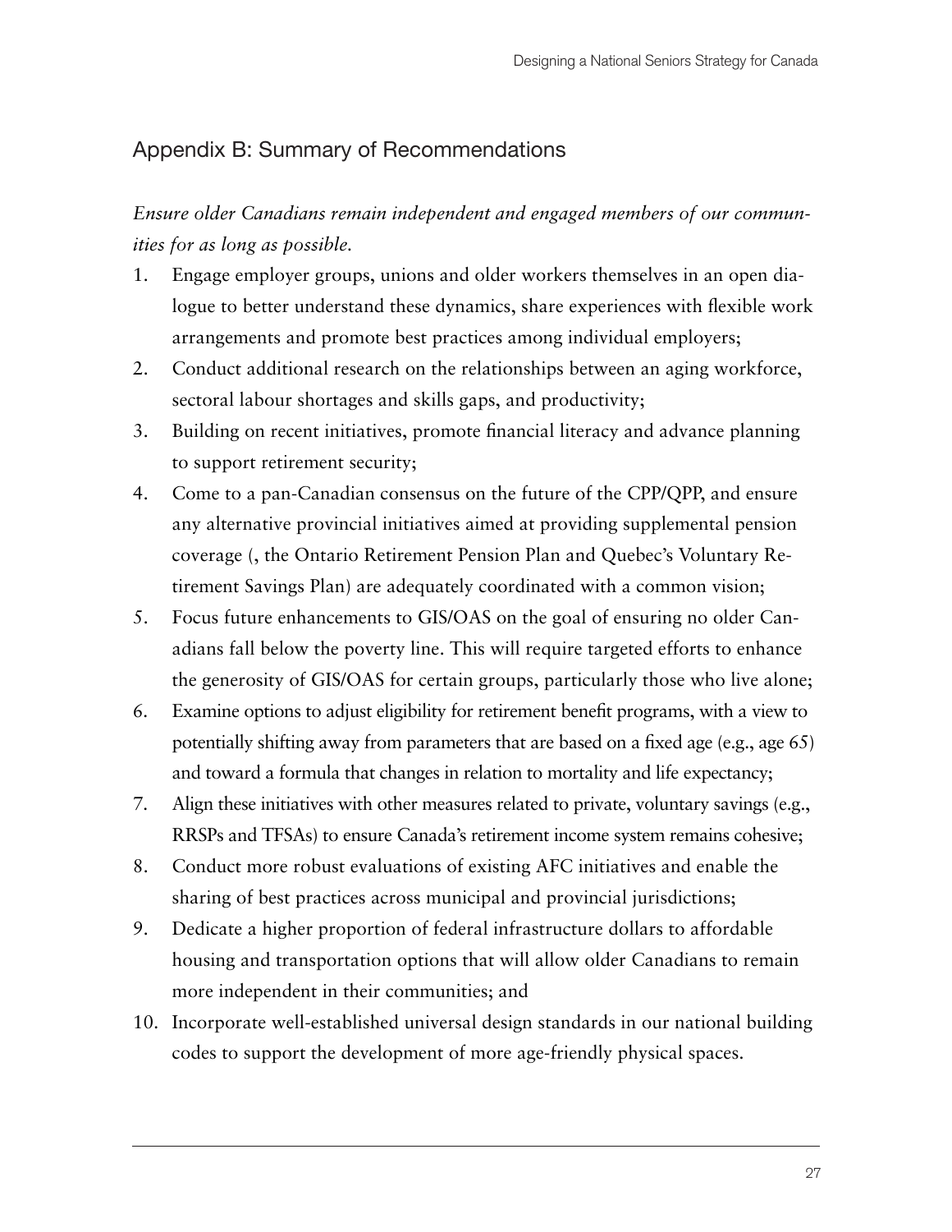## Appendix B: Summary of Recommendations

*Ensure older Canadians remain independent and engaged members of our communities for as long as possible.*

1. Engage employer groups, unions and older workers themselves in an open dialogue to better understand these dynamics, share experiences with flexible work arrangements and promote best practices among individual employers;
2. Conduct additional research on the relationships between an aging workforce, sectoral labour shortages and skills gaps, and productivity;
3. Building on recent initiatives, promote financial literacy and advance planning to support retirement security;
4. Come to a pan-Canadian consensus on the future of the CPP/QPP, and ensure any alternative provincial initiatives aimed at providing supplemental pension coverage (, the Ontario Retirement Pension Plan and Quebec's Voluntary Retirement Savings Plan) are adequately coordinated with a common vision;
5. Focus future enhancements to GIS/OAS on the goal of ensuring no older Canadians fall below the poverty line. This will require targeted efforts to enhance the generosity of GIS/OAS for certain groups, particularly those who live alone;
6. Examine options to adjust eligibility for retirement benefit programs, with a view to potentially shifting away from parameters that are based on a fixed age (e.g., age 65) and toward a formula that changes in relation to mortality and life expectancy;
7. Align these initiatives with other measures related to private, voluntary savings (e.g., RRSPs and TFSAs) to ensure Canada's retirement income system remains cohesive;
8. Conduct more robust evaluations of existing AFC initiatives and enable the sharing of best practices across municipal and provincial jurisdictions;
9. Dedicate a higher proportion of federal infrastructure dollars to affordable housing and transportation options that will allow older Canadians to remain more independent in their communities; and
10. Incorporate well-established universal design standards in our national building codes to support the development of more age-friendly physical spaces.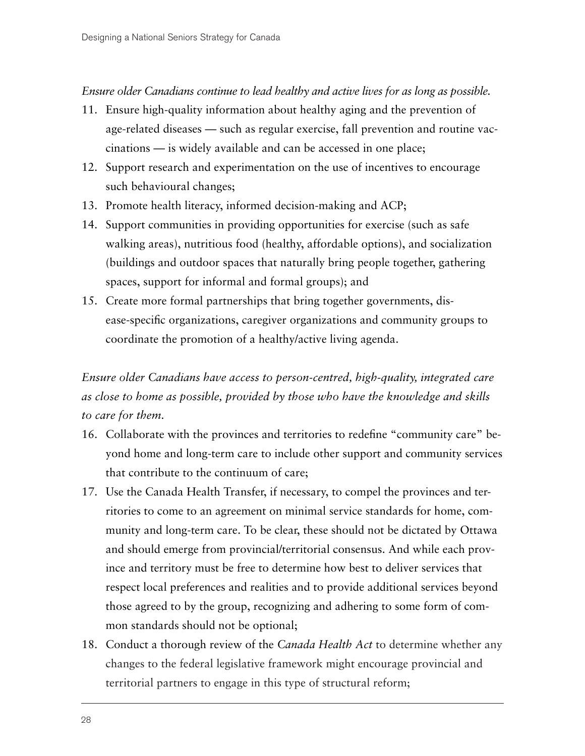*Ensure older Canadians continue to lead healthy and active lives for as long as possible.*

11. Ensure high-quality information about healthy aging and the prevention of age-related diseases — such as regular exercise, fall prevention and routine vaccinations — is widely available and can be accessed in one place;
12. Support research and experimentation on the use of incentives to encourage such behavioural changes;
13. Promote health literacy, informed decision-making and ACP;
14. Support communities in providing opportunities for exercise (such as safe walking areas), nutritious food (healthy, affordable options), and socialization (buildings and outdoor spaces that naturally bring people together, gathering spaces, support for informal and formal groups); and
15. Create more formal partnerships that bring together governments, disease-specific organizations, caregiver organizations and community groups to coordinate the promotion of a healthy/active living agenda.

*Ensure older Canadians have access to person-centred, high-quality, integrated care as close to home as possible, provided by those who have the knowledge and skills to care for them.*

16. Collaborate with the provinces and territories to redefine "community care" beyond home and long-term care to include other support and community services that contribute to the continuum of care;
17. Use the Canada Health Transfer, if necessary, to compel the provinces and territories to come to an agreement on minimal service standards for home, community and long-term care. To be clear, these should not be dictated by Ottawa and should emerge from provincial/territorial consensus. And while each province and territory must be free to determine how best to deliver services that respect local preferences and realities and to provide additional services beyond those agreed to by the group, recognizing and adhering to some form of common standards should not be optional;
18. Conduct a thorough review of the *Canada Health Act* to determine whether any changes to the federal legislative framework might encourage provincial and territorial partners to engage in this type of structural reform;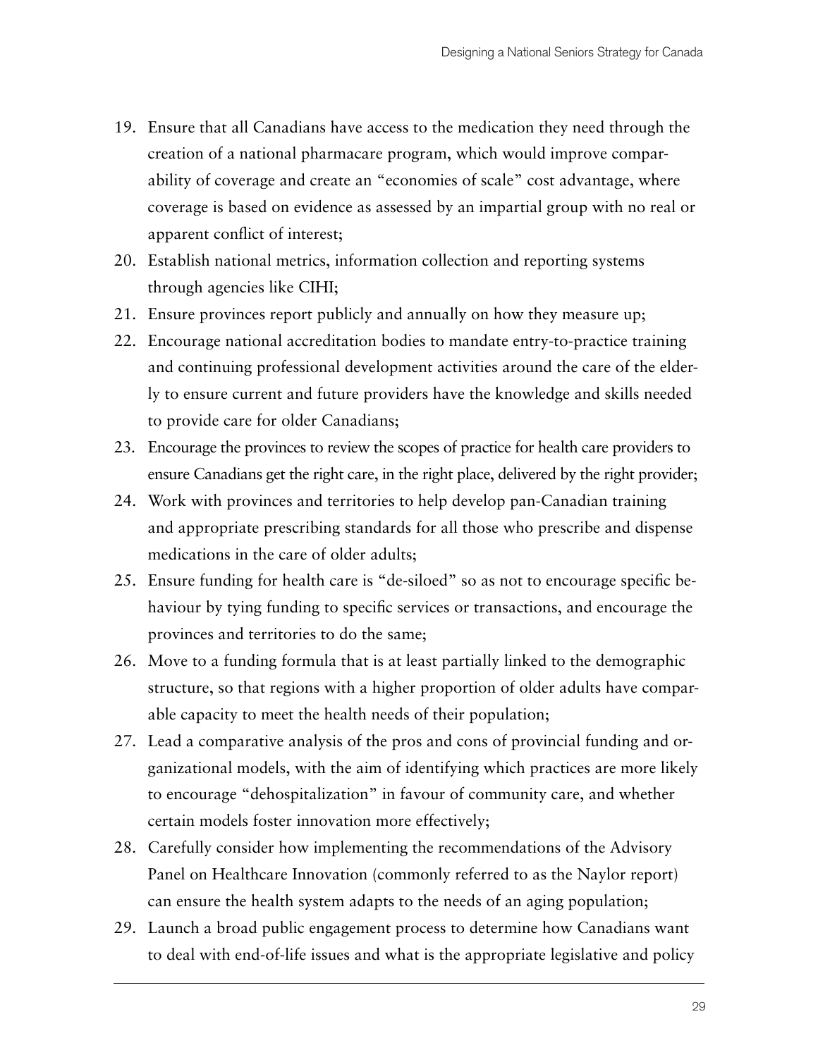19. Ensure that all Canadians have access to the medication they need through the creation of a national pharmacare program, which would improve comparability of coverage and create an "economies of scale" cost advantage, where coverage is based on evidence as assessed by an impartial group with no real or apparent conflict of interest;
20. Establish national metrics, information collection and reporting systems through agencies like CIHI;
21. Ensure provinces report publicly and annually on how they measure up;
22. Encourage national accreditation bodies to mandate entry-to-practice training and continuing professional development activities around the care of the elderly to ensure current and future providers have the knowledge and skills needed to provide care for older Canadians;
23. Encourage the provinces to review the scopes of practice for health care providers to ensure Canadians get the right care, in the right place, delivered by the right provider;
24. Work with provinces and territories to help develop pan-Canadian training and appropriate prescribing standards for all those who prescribe and dispense medications in the care of older adults;
25. Ensure funding for health care is "de-siloed" so as not to encourage specific behaviour by tying funding to specific services or transactions, and encourage the provinces and territories to do the same;
26. Move to a funding formula that is at least partially linked to the demographic structure, so that regions with a higher proportion of older adults have comparable capacity to meet the health needs of their population;
27. Lead a comparative analysis of the pros and cons of provincial funding and organizational models, with the aim of identifying which practices are more likely to encourage "dehospitalization" in favour of community care, and whether certain models foster innovation more effectively;
28. Carefully consider how implementing the recommendations of the Advisory Panel on Healthcare Innovation (commonly referred to as the Naylor report) can ensure the health system adapts to the needs of an aging population;
29. Launch a broad public engagement process to determine how Canadians want to deal with end-of-life issues and what is the appropriate legislative and policy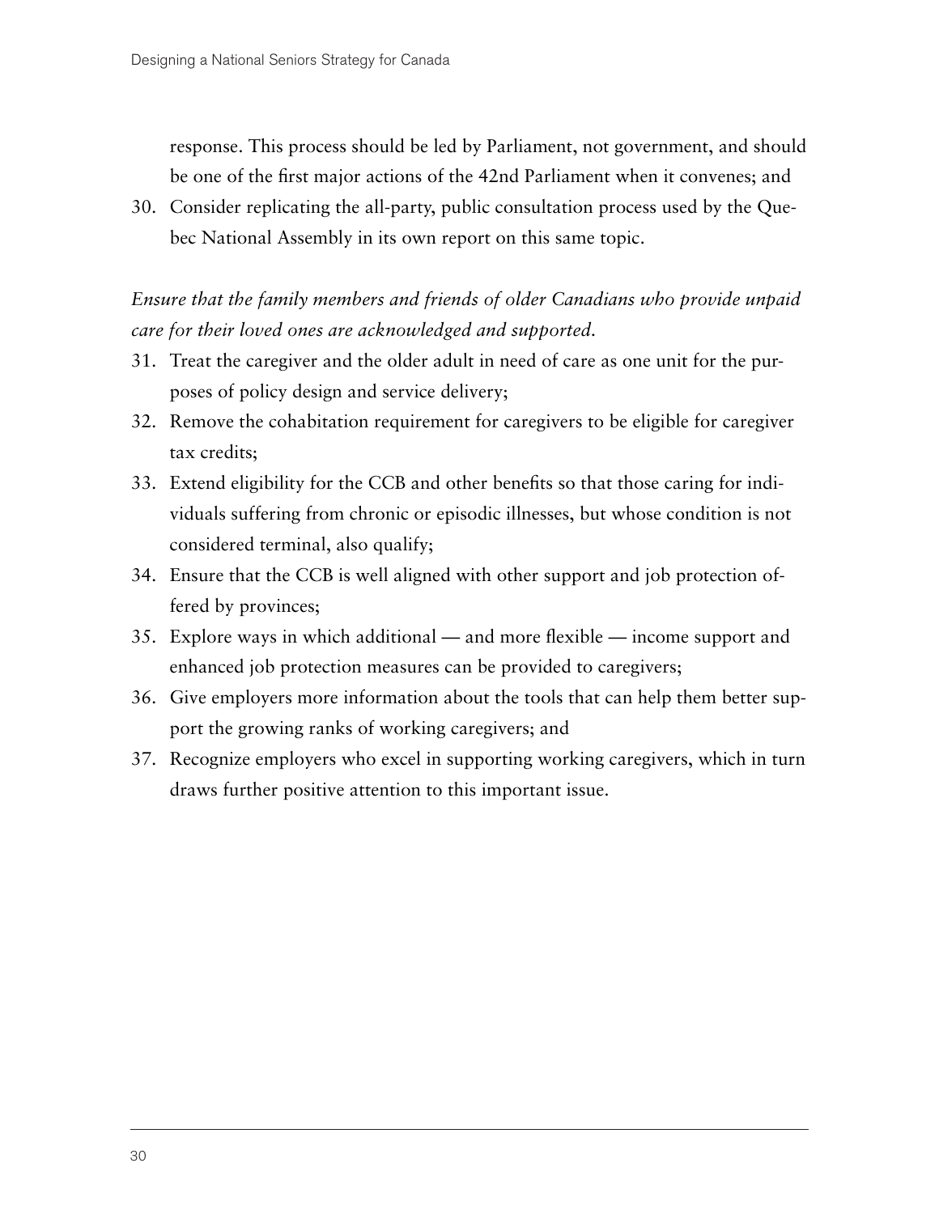response. This process should be led by Parliament, not government, and should be one of the first major actions of the 42nd Parliament when it convenes; and

30. Consider replicating the all-party, public consultation process used by the Quebec National Assembly in its own report on this same topic.

*Ensure that the family members and friends of older Canadians who provide unpaid care for their loved ones are acknowledged and supported.*

31. Treat the caregiver and the older adult in need of care as one unit for the purposes of policy design and service delivery;
32. Remove the cohabitation requirement for caregivers to be eligible for caregiver tax credits;
33. Extend eligibility for the CCB and other benefits so that those caring for individuals suffering from chronic or episodic illnesses, but whose condition is not considered terminal, also qualify;
34. Ensure that the CCB is well aligned with other support and job protection offered by provinces;
35. Explore ways in which additional — and more flexible — income support and enhanced job protection measures can be provided to caregivers;
36. Give employers more information about the tools that can help them better support the growing ranks of working caregivers; and
37. Recognize employers who excel in supporting working caregivers, which in turn draws further positive attention to this important issue.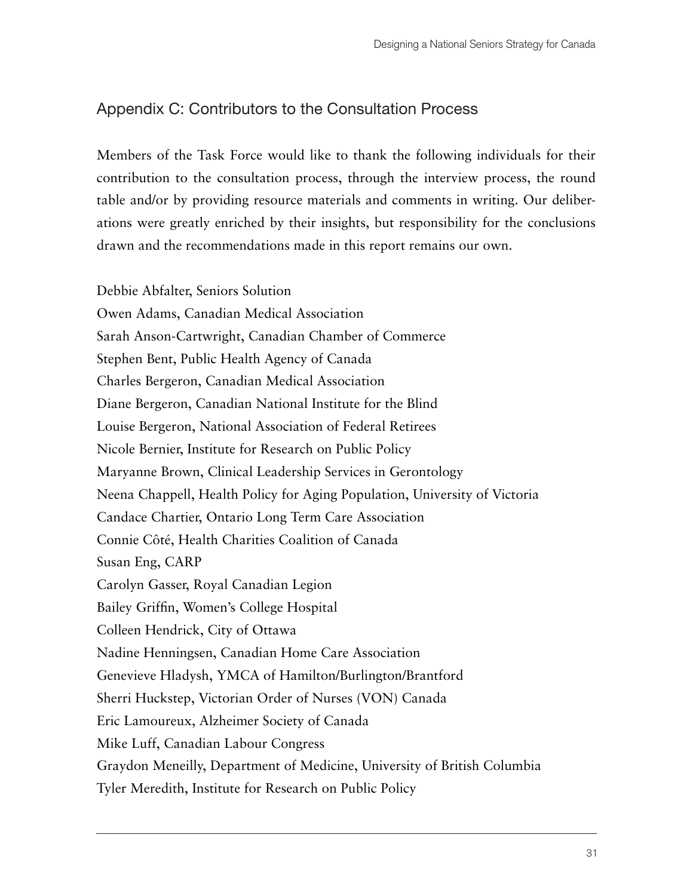## Appendix C: Contributors to the Consultation Process

Members of the Task Force would like to thank the following individuals for their contribution to the consultation process, through the interview process, the round table and/or by providing resource materials and comments in writing. Our deliberations were greatly enriched by their insights, but responsibility for the conclusions drawn and the recommendations made in this report remains our own.

Debbie Abfalter, Seniors Solution
Owen Adams, Canadian Medical Association
Sarah Anson-Cartwright, Canadian Chamber of Commerce
Stephen Bent, Public Health Agency of Canada
Charles Bergeron, Canadian Medical Association
Diane Bergeron, Canadian National Institute for the Blind
Louise Bergeron, National Association of Federal Retirees
Nicole Bernier, Institute for Research on Public Policy
Maryanne Brown, Clinical Leadership Services in Gerontology
Neena Chappell, Health Policy for Aging Population, University of Victoria
Candace Chartier, Ontario Long Term Care Association
Connie Côté, Health Charities Coalition of Canada
Susan Eng, CARP
Carolyn Gasser, Royal Canadian Legion
Bailey Griffin, Women's College Hospital
Colleen Hendrick, City of Ottawa
Nadine Henningsen, Canadian Home Care Association
Genevieve Hladysh, YMCA of Hamilton/Burlington/Brantford
Sherri Huckstep, Victorian Order of Nurses (VON) Canada
Eric Lamoureux, Alzheimer Society of Canada
Mike Luff, Canadian Labour Congress
Graydon Meneilly, Department of Medicine, University of British Columbia
Tyler Meredith, Institute for Research on Public Policy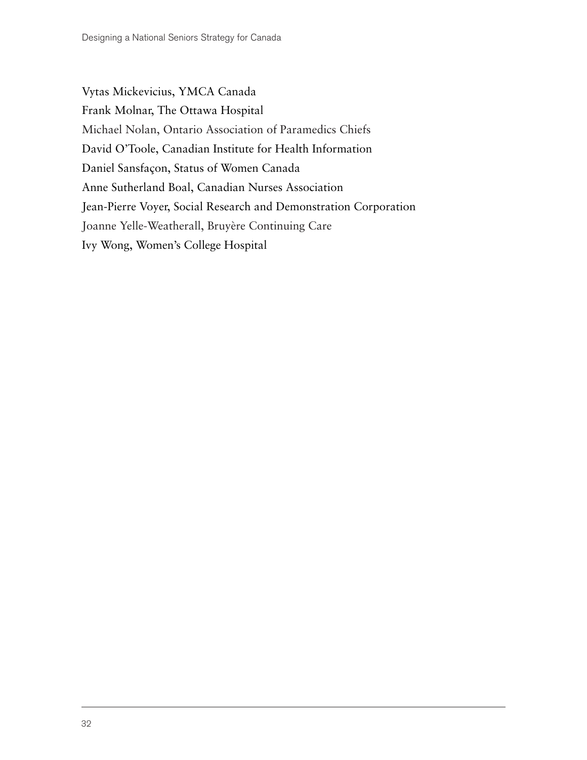Vytas Mickevicius, YMCA Canada

Frank Molnar, The Ottawa Hospital

Michael Nolan, Ontario Association of Paramedics Chiefs

David O'Toole, Canadian Institute for Health Information

Daniel Sansfaçon, Status of Women Canada

Anne Sutherland Boal, Canadian Nurses Association

Jean-Pierre Voyer, Social Research and Demonstration Corporation

Joanne Yelle-Weatherall, Bruyère Continuing Care

Ivy Wong, Women's College Hospital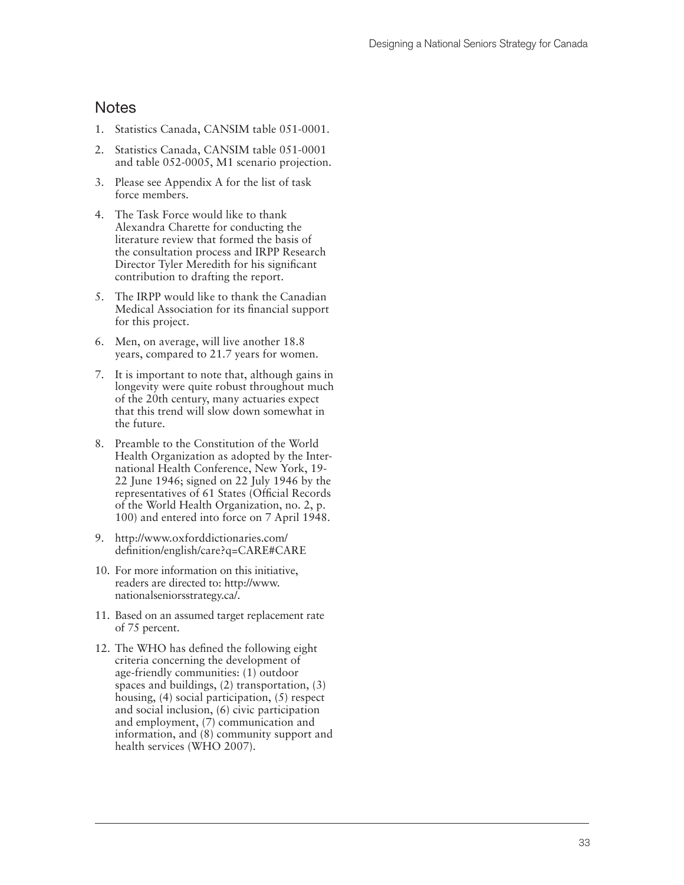## Notes

1. Statistics Canada, CANSIM table 051-0001.
2. Statistics Canada, CANSIM table 051-0001 and table 052-0005, M1 scenario projection.
3. Please see Appendix A for the list of task force members.
4. The Task Force would like to thank Alexandra Charette for conducting the literature review that formed the basis of the consultation process and IRPP Research Director Tyler Meredith for his significant contribution to drafting the report.
5. The IRPP would like to thank the Canadian Medical Association for its financial support for this project.
6. Men, on average, will live another 18.8 years, compared to 21.7 years for women.
7. It is important to note that, although gains in longevity were quite robust throughout much of the 20th century, many actuaries expect that this trend will slow down somewhat in the future.
8. Preamble to the Constitution of the World Health Organization as adopted by the International Health Conference, New York, 19-22 June 1946; signed on 22 July 1946 by the representatives of 61 States (Official Records of the World Health Organization, no. 2, p. 100) and entered into force on 7 April 1948.
9. http://www.oxforddictionaries.com/definition/english/care?q=CARE#CARE
10. For more information on this initiative, readers are directed to: http://www.nationalseniorsstrategy.ca/.
11. Based on an assumed target replacement rate of 75 percent.
12. The WHO has defined the following eight criteria concerning the development of age-friendly communities: (1) outdoor spaces and buildings, (2) transportation, (3) housing, (4) social participation, (5) respect and social inclusion, (6) civic participation and employment, (7) communication and information, and (8) community support and health services (WHO 2007).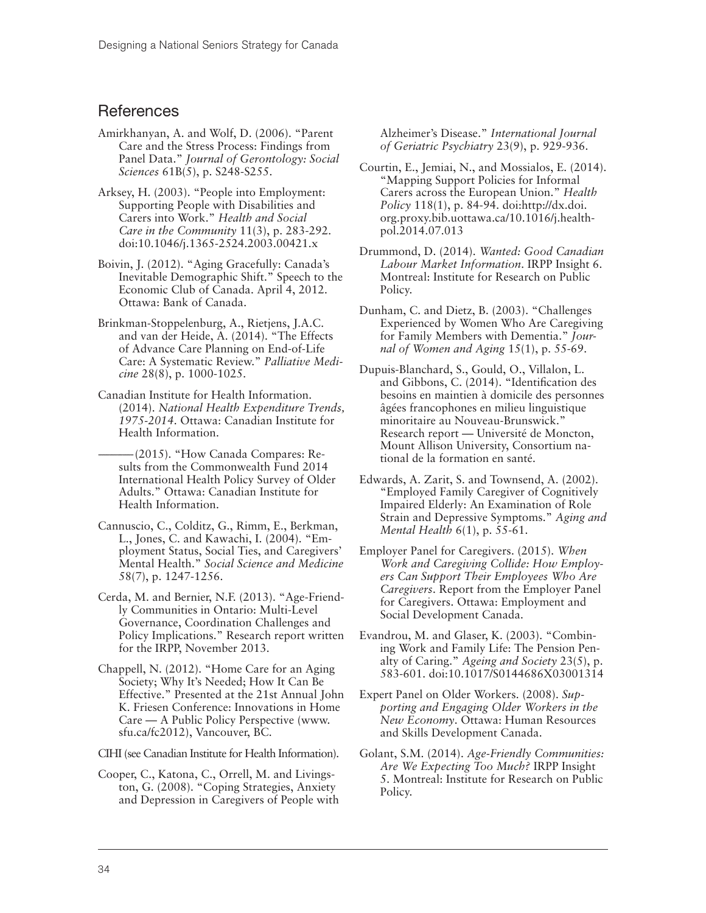## References

Amirkhanyan, A. and Wolf, D. (2006). "Parent Care and the Stress Process: Findings from Panel Data." *Journal of Gerontology: Social Sciences* 61B(5), p. S248-S255.

Arksey, H. (2003). "People into Employment: Supporting People with Disabilities and Carers into Work." *Health and Social Care in the Community* 11(3), p. 283-292. doi:10.1046/j.1365-2524.2003.00421.x

Boivin, J. (2012). "Aging Gracefully: Canada's Inevitable Demographic Shift." Speech to the Economic Club of Canada. April 4, 2012. Ottawa: Bank of Canada.

Brinkman-Stoppelenburg, A., Rietjens, J.A.C. and van der Heide, A. (2014). "The Effects of Advance Care Planning on End-of-Life Care: A Systematic Review." *Palliative Medicine* 28(8), p. 1000-1025.

Canadian Institute for Health Information. (2014). *National Health Expenditure Trends, 1975-2014*. Ottawa: Canadian Institute for Health Information.

——— (2015). "How Canada Compares: Results from the Commonwealth Fund 2014 International Health Policy Survey of Older Adults." Ottawa: Canadian Institute for Health Information.

Cannuscio, C., Colditz, G., Rimm, E., Berkman, L., Jones, C. and Kawachi, I. (2004). "Employment Status, Social Ties, and Caregivers' Mental Health." *Social Science and Medicine* 58(7), p. 1247-1256.

Cerda, M. and Bernier, N.F. (2013). "Age-Friendly Communities in Ontario: Multi-Level Governance, Coordination Challenges and Policy Implications." Research report written for the IRPP, November 2013.

Chappell, N. (2012). "Home Care for an Aging Society; Why It's Needed; How It Can Be Effective." Presented at the 21st Annual John K. Friesen Conference: Innovations in Home Care — A Public Policy Perspective (www.sfu.ca/fc2012), Vancouver, BC.

CIHI (see Canadian Institute for Health Information).

Cooper, C., Katona, C., Orrell, M. and Livingston, G. (2008). "Coping Strategies, Anxiety and Depression in Caregivers of People with Alzheimer's Disease." *International Journal of Geriatric Psychiatry* 23(9), p. 929-936.

Courtin, E., Jemiai, N., and Mossialos, E. (2014). "Mapping Support Policies for Informal Carers across the European Union." *Health Policy* 118(1), p. 84-94. doi:http://dx.doi.org.proxy.bib.uottawa.ca/10.1016/j.healthpol.2014.07.013

Drummond, D. (2014). *Wanted: Good Canadian Labour Market Information*. IRPP Insight 6. Montreal: Institute for Research on Public Policy.

Dunham, C. and Dietz, B. (2003). "Challenges Experienced by Women Who Are Caregiving for Family Members with Dementia." *Journal of Women and Aging* 15(1), p. 55-69.

Dupuis-Blanchard, S., Gould, O., Villalon, L. and Gibbons, C. (2014). "Identification des besoins en maintien à domicile des personnes âgées francophones en milieu linguistique minoritaire au Nouveau-Brunswick." Research report — Université de Moncton, Mount Allison University, Consortium national de la formation en santé.

Edwards, A. Zarit, S. and Townsend, A. (2002). "Employed Family Caregiver of Cognitively Impaired Elderly: An Examination of Role Strain and Depressive Symptoms." *Aging and Mental Health* 6(1), p. 55-61.

Employer Panel for Caregivers. (2015). *When Work and Caregiving Collide: How Employers Can Support Their Employees Who Are Caregivers*. Report from the Employer Panel for Caregivers. Ottawa: Employment and Social Development Canada.

Evandrou, M. and Glaser, K. (2003). "Combining Work and Family Life: The Pension Penalty of Caring." *Ageing and Society* 23(5), p. 583-601. doi:10.1017/S0144686X03001314

Expert Panel on Older Workers. (2008). *Supporting and Engaging Older Workers in the New Economy*. Ottawa: Human Resources and Skills Development Canada.

Golant, S.M. (2014). *Age-Friendly Communities: Are We Expecting Too Much?* IRPP Insight 5. Montreal: Institute for Research on Public Policy.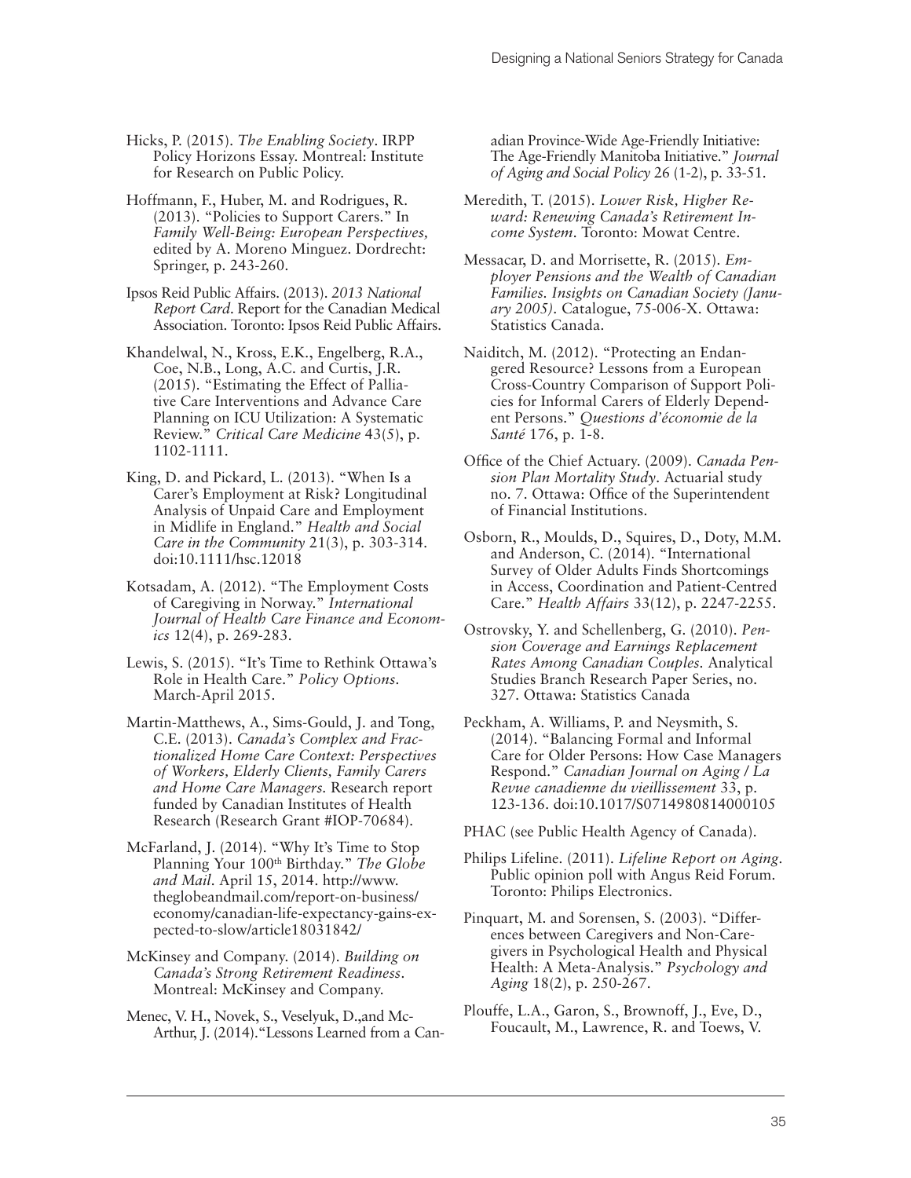Hicks, P. (2015). *The Enabling Society*. IRPP Policy Horizons Essay. Montreal: Institute for Research on Public Policy.

Hoffmann, F., Huber, M. and Rodrigues, R. (2013). "Policies to Support Carers." In *Family Well-Being: European Perspectives,* edited by A. Moreno Minguez. Dordrecht: Springer, p. 243-260.

Ipsos Reid Public Affairs. (2013). *2013 National Report Card*. Report for the Canadian Medical Association. Toronto: Ipsos Reid Public Affairs.

Khandelwal, N., Kross, E.K., Engelberg, R.A., Coe, N.B., Long, A.C. and Curtis, J.R. (2015). "Estimating the Effect of Palliative Care Interventions and Advance Care Planning on ICU Utilization: A Systematic Review." *Critical Care Medicine* 43(5), p. 1102-1111.

King, D. and Pickard, L. (2013). "When Is a Carer's Employment at Risk? Longitudinal Analysis of Unpaid Care and Employment in Midlife in England." *Health and Social Care in the Community* 21(3), p. 303-314. doi:10.1111/hsc.12018

Kotsadam, A. (2012). "The Employment Costs of Caregiving in Norway." *International Journal of Health Care Finance and Economics* 12(4), p. 269-283.

Lewis, S. (2015). "It's Time to Rethink Ottawa's Role in Health Care." *Policy Options*. March-April 2015.

Martin-Matthews, A., Sims-Gould, J. and Tong, C.E. (2013). *Canada's Complex and Fractionalized Home Care Context: Perspectives of Workers, Elderly Clients, Family Carers and Home Care Managers*. Research report funded by Canadian Institutes of Health Research (Research Grant #IOP-70684).

McFarland, J. (2014). "Why It's Time to Stop Planning Your 100th Birthday." *The Globe and Mail*. April 15, 2014. http://www.theglobeandmail.com/report-on-business/economy/canadian-life-expectancy-gains-expected-to-slow/article18031842/

McKinsey and Company. (2014). *Building on Canada's Strong Retirement Readiness*. Montreal: McKinsey and Company.

Menec, V. H., Novek, S., Veselyuk, D.,and McArthur, J. (2014)."Lessons Learned from a Canadian Province-Wide Age-Friendly Initiative: The Age-Friendly Manitoba Initiative." *Journal of Aging and Social Policy* 26 (1-2), p. 33-51.

Meredith, T. (2015). *Lower Risk, Higher Reward: Renewing Canada's Retirement Income System*. Toronto: Mowat Centre.

Messacar, D. and Morrisette, R. (2015). *Employer Pensions and the Wealth of Canadian Families. Insights on Canadian Society (January 2005)*. Catalogue, 75-006-X. Ottawa: Statistics Canada.

Naiditch, M. (2012). "Protecting an Endangered Resource? Lessons from a European Cross-Country Comparison of Support Policies for Informal Carers of Elderly Dependent Persons." *Questions d'économie de la Santé* 176, p. 1-8.

Office of the Chief Actuary. (2009). *Canada Pension Plan Mortality Study*. Actuarial study no. 7. Ottawa: Office of the Superintendent of Financial Institutions.

Osborn, R., Moulds, D., Squires, D., Doty, M.M. and Anderson, C. (2014). "International Survey of Older Adults Finds Shortcomings in Access, Coordination and Patient-Centred Care." *Health Affairs* 33(12), p. 2247-2255.

Ostrovsky, Y. and Schellenberg, G. (2010). *Pension Coverage and Earnings Replacement Rates Among Canadian Couples*. Analytical Studies Branch Research Paper Series, no. 327. Ottawa: Statistics Canada

Peckham, A. Williams, P. and Neysmith, S. (2014). "Balancing Formal and Informal Care for Older Persons: How Case Managers Respond." *Canadian Journal on Aging / La Revue canadienne du vieillissement* 33, p. 123-136. doi:10.1017/S0714980814000105

PHAC (see Public Health Agency of Canada).

Philips Lifeline. (2011). *Lifeline Report on Aging*. Public opinion poll with Angus Reid Forum. Toronto: Philips Electronics.

Pinquart, M. and Sorensen, S. (2003). "Differences between Caregivers and Non-Caregivers in Psychological Health and Physical Health: A Meta-Analysis." *Psychology and Aging* 18(2), p. 250-267.

Plouffe, L.A., Garon, S., Brownoff, J., Eve, D., Foucault, M., Lawrence, R. and Toews, V.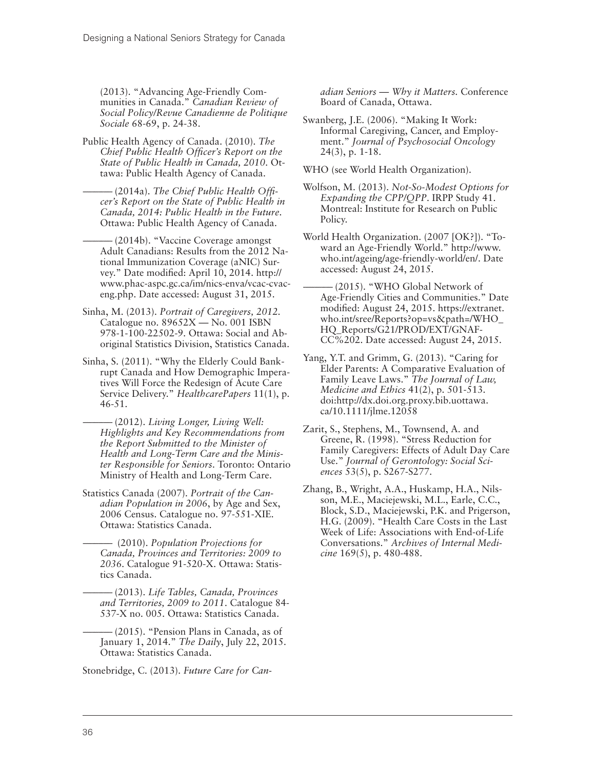(2013). "Advancing Age-Friendly Communities in Canada." *Canadian Review of Social Policy/Revue Canadienne de Politique Sociale* 68-69, p. 24-38.

Public Health Agency of Canada. (2010). *The Chief Public Health Officer's Report on the State of Public Health in Canada, 2010*. Ottawa: Public Health Agency of Canada.

——— (2014a). *The Chief Public Health Officer's Report on the State of Public Health in Canada, 2014: Public Health in the Future*. Ottawa: Public Health Agency of Canada.

——— (2014b). "Vaccine Coverage amongst Adult Canadians: Results from the 2012 National Immunization Coverage (aNIC) Survey." Date modified: April 10, 2014. http://www.phac-aspc.gc.ca/im/nics-enva/vcac-cvac-eng.php. Date accessed: August 31, 2015.

Sinha, M. (2013). *Portrait of Caregivers, 2012*. Catalogue no. 89652X — No. 001 ISBN 978-1-100-22502-9. Ottawa: Social and Aboriginal Statistics Division, Statistics Canada.

Sinha, S. (2011). "Why the Elderly Could Bankrupt Canada and How Demographic Imperatives Will Force the Redesign of Acute Care Service Delivery." *HealthcarePapers* 11(1), p. 46-51.

——— (2012). *Living Longer, Living Well: Highlights and Key Recommendations from the Report Submitted to the Minister of Health and Long-Term Care and the Minister Responsible for Seniors*. Toronto: Ontario Ministry of Health and Long-Term Care.

Statistics Canada (2007). *Portrait of the Canadian Population in 2006*, by Age and Sex, 2006 Census. Catalogue no. 97-551-XIE. Ottawa: Statistics Canada.

——— (2010). *Population Projections for Canada, Provinces and Territories: 2009 to 2036*. Catalogue 91-520-X. Ottawa: Statistics Canada.

——— (2013). *Life Tables, Canada, Provinces and Territories, 2009 to 2011*. Catalogue 84-537-X no. 005. Ottawa: Statistics Canada.

——— (2015). "Pension Plans in Canada, as of January 1, 2014." *The Daily*, July 22, 2015. Ottawa: Statistics Canada.

Stonebridge, C. (2013). *Future Care for Canadian Seniors — Why it Matters*. Conference Board of Canada, Ottawa.

Swanberg, J.E. (2006). "Making It Work: Informal Caregiving, Cancer, and Employment." *Journal of Psychosocial Oncology* 24(3), p. 1-18.

WHO (see World Health Organization).

Wolfson, M. (2013). *Not-So-Modest Options for Expanding the CPP/QPP*. IRPP Study 41. Montreal: Institute for Research on Public Policy.

World Health Organization. (2007 [OK?]). "Toward an Age-Friendly World." http://www.who.int/ageing/age-friendly-world/en/. Date accessed: August 24, 2015.

——— (2015). "WHO Global Network of Age-Friendly Cities and Communities." Date modified: August 24, 2015. https://extranet.who.int/sree/Reports?op=vs&path=/WHO_HQ_Reports/G21/PROD/EXT/GNAFCC%202. Date accessed: August 24, 2015.

Yang, Y.T. and Grimm, G. (2013). "Caring for Elder Parents: A Comparative Evaluation of Family Leave Laws." *The Journal of Law, Medicine and Ethics* 41(2), p. 501-513. doi:http://dx.doi.org.proxy.bib.uottawa.ca/10.1111/jlme.12058

Zarit, S., Stephens, M., Townsend, A. and Greene, R. (1998). "Stress Reduction for Family Caregivers: Effects of Adult Day Care Use." *Journal of Gerontology: Social Sciences* 53(5), p. S267-S277.

Zhang, B., Wright, A.A., Huskamp, H.A., Nilsson, M.E., Maciejewski, M.L., Earle, C.C., Block, S.D., Maciejewski, P.K. and Prigerson, H.G. (2009). "Health Care Costs in the Last Week of Life: Associations with End-of-Life Conversations." *Archives of Internal Medicine* 169(5), p. 480-488.